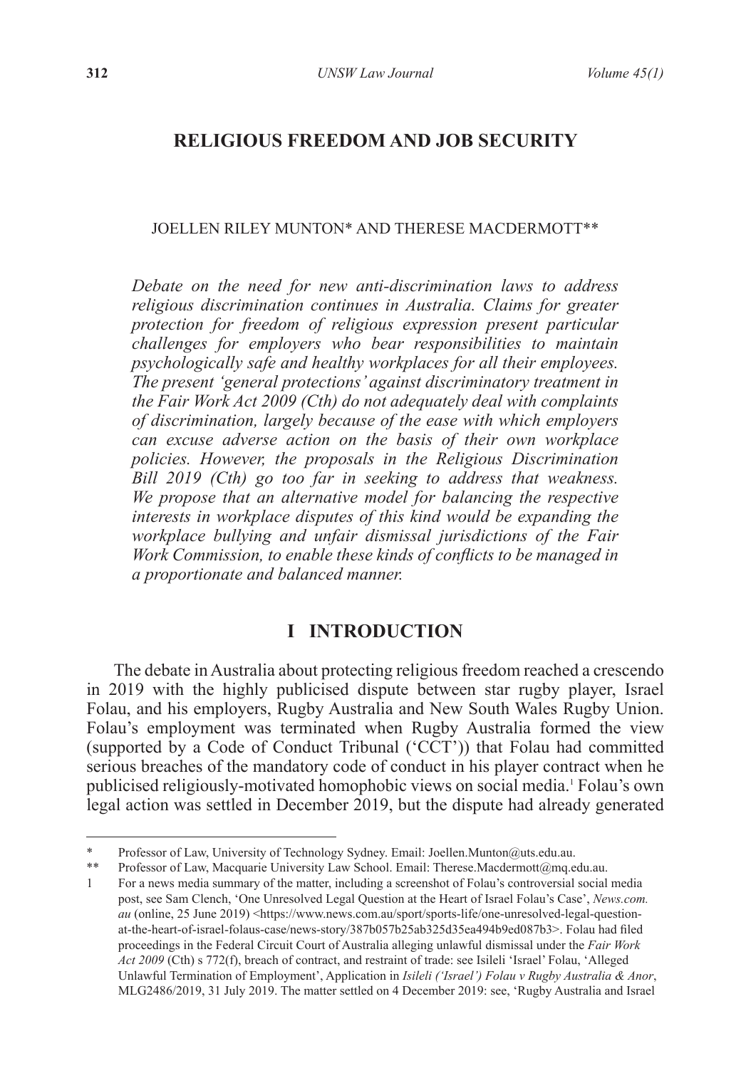# RELIGIOUS FREEDOM AND JOB SECURITY

JOELLEN RILEY MUNTON* AND THERESE MACDERMOTT**

*Debate on the need for new anti-discrimination laws to address religious discrimination continues in Australia. Claims for greater protection for freedom of religious expression present particular challenges for employers who bear responsibilities to maintain psychologically safe and healthy workplaces for all their employees. The present 'general protections' against discriminatory treatment in the Fair Work Act 2009 (Cth) do not adequately deal with complaints of discrimination, largely because of the ease with which employers can excuse adverse action on the basis of their own workplace policies. However, the proposals in the Religious Discrimination Bill 2019 (Cth) go too far in seeking to address that weakness. We propose that an alternative model for balancing the respective interests in workplace disputes of this kind would be expanding the workplace bullying and unfair dismissal jurisdictions of the Fair Work Commission, to enable these kinds of conflicts to be managed in a proportionate and balanced manner.*

## I INTRODUCTION

The debate in Australia about protecting religious freedom reached a crescendo in 2019 with the highly publicised dispute between star rugby player, Israel Folau, and his employers, Rugby Australia and New South Wales Rugby Union. Folau's employment was terminated when Rugby Australia formed the view (supported by a Code of Conduct Tribunal ('CCT')) that Folau had committed serious breaches of the mandatory code of conduct in his player contract when he publicised religiously-motivated homophobic views on social media.[1] Folau's own legal action was settled in December 2019, but the dispute had already generated

---

\* Professor of Law, University of Technology Sydney. Email: Joellen.Munton@uts.edu.au.

\** Professor of Law, Macquarie University Law School. Email: Therese.Macdermott@mq.edu.au.

1 For a news media summary of the matter, including a screenshot of Folau's controversial social media post, see Sam Clench, 'One Unresolved Legal Question at the Heart of Israel Folau's Case', *News.com.au* (online, 25 June 2019) <https://www.news.com.au/sport/sports-life/one-unresolved-legal-question-at-the-heart-of-israel-folaus-case/news-story/387b057b25ab325d35ea494b9ed087b3>. Folau had filed proceedings in the Federal Circuit Court of Australia alleging unlawful dismissal under the *Fair Work Act 2009* (Cth) s 772(f), breach of contract, and restraint of trade: see Isileli 'Israel' Folau, 'Alleged Unlawful Termination of Employment', Application in *Isileli ('Israel') Folau v Rugby Australia & Anor*, MLG2486/2019, 31 July 2019. The matter settled on 4 December 2019: see, 'Rugby Australia and Israel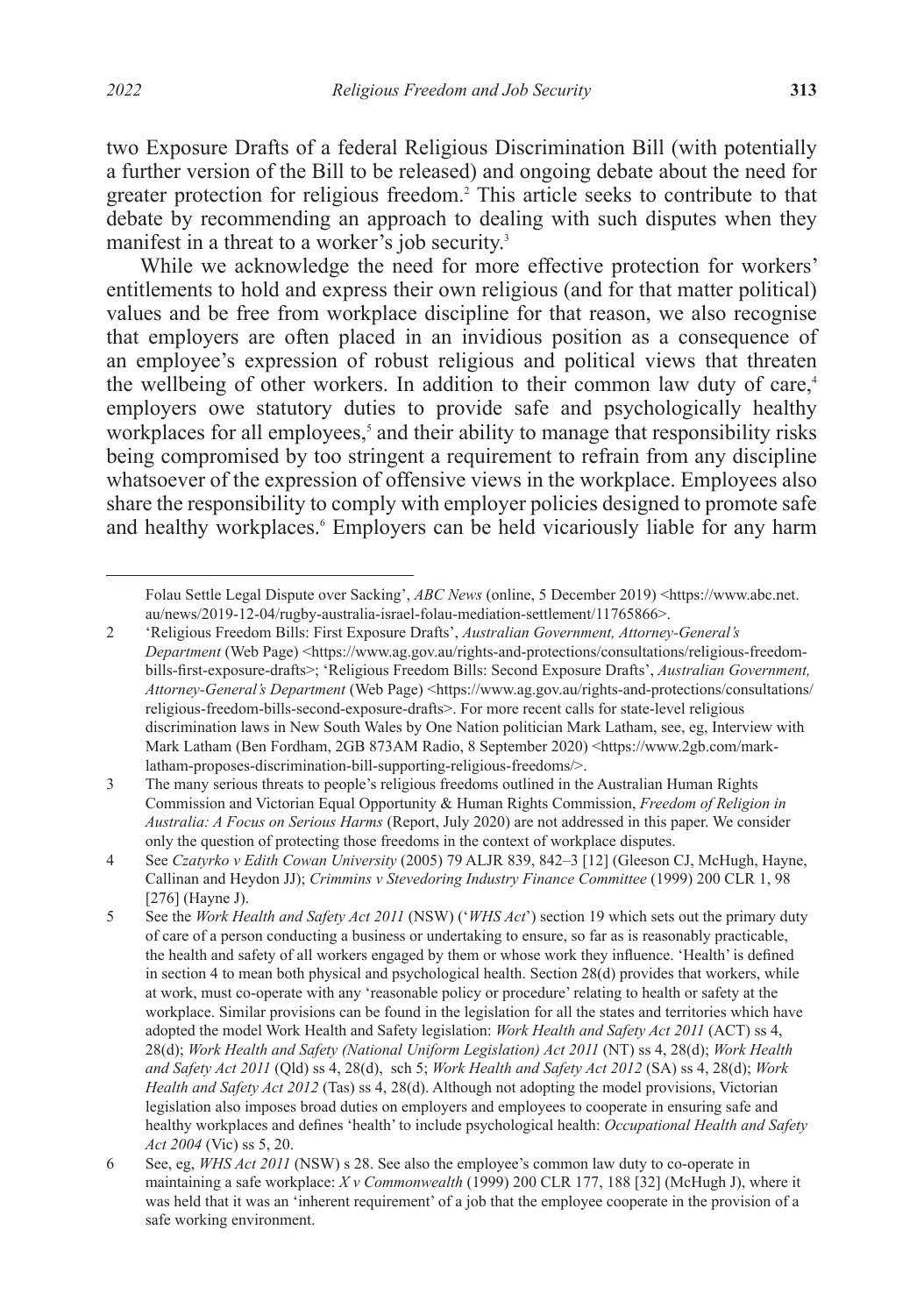two Exposure Drafts of a federal Religious Discrimination Bill (with potentially a further version of the Bill to be released) and ongoing debate about the need for greater protection for religious freedom.[2] This article seeks to contribute to that debate by recommending an approach to dealing with such disputes when they manifest in a threat to a worker's job security.[3]

While we acknowledge the need for more effective protection for workers' entitlements to hold and express their own religious (and for that matter political) values and be free from workplace discipline for that reason, we also recognise that employers are often placed in an invidious position as a consequence of an employee's expression of robust religious and political views that threaten the wellbeing of other workers. In addition to their common law duty of care,[4] employers owe statutory duties to provide safe and psychologically healthy workplaces for all employees,[5] and their ability to manage that responsibility risks being compromised by too stringent a requirement to refrain from any discipline whatsoever of the expression of offensive views in the workplace. Employees also share the responsibility to comply with employer policies designed to promote safe and healthy workplaces.[6] Employers can be held vicariously liable for any harm

---

Folau Settle Legal Dispute over Sacking', *ABC News* (online, 5 December 2019) <https://www.abc.net.au/news/2019-12-04/rugby-australia-israel-folau-mediation-settlement/11765866>.

2 'Religious Freedom Bills: First Exposure Drafts', *Australian Government, Attorney-General's Department* (Web Page) <https://www.ag.gov.au/rights-and-protections/consultations/religious-freedom-bills-first-exposure-drafts>; 'Religious Freedom Bills: Second Exposure Drafts', *Australian Government, Attorney-General's Department* (Web Page) <https://www.ag.gov.au/rights-and-protections/consultations/religious-freedom-bills-second-exposure-drafts>. For more recent calls for state-level religious discrimination laws in New South Wales by One Nation politician Mark Latham, see, eg, Interview with Mark Latham (Ben Fordham, 2GB 873AM Radio, 8 September 2020) <https://www.2gb.com/mark-latham-proposes-discrimination-bill-supporting-religious-freedoms/>.

3 The many serious threats to people's religious freedoms outlined in the Australian Human Rights Commission and Victorian Equal Opportunity & Human Rights Commission, *Freedom of Religion in Australia: A Focus on Serious Harms* (Report, July 2020) are not addressed in this paper. We consider only the question of protecting those freedoms in the context of workplace disputes.

4 See *Czatyrko v Edith Cowan University* (2005) 79 ALJR 839, 842–3 [12] (Gleeson CJ, McHugh, Hayne, Callinan and Heydon JJ); *Crimmins v Stevedoring Industry Finance Committee* (1999) 200 CLR 1, 98 [276] (Hayne J).

5 See the *Work Health and Safety Act 2011* (NSW) ('*WHS Act*') section 19 which sets out the primary duty of care of a person conducting a business or undertaking to ensure, so far as is reasonably practicable, the health and safety of all workers engaged by them or whose work they influence. 'Health' is defined in section 4 to mean both physical and psychological health. Section 28(d) provides that workers, while at work, must co-operate with any 'reasonable policy or procedure' relating to health or safety at the workplace. Similar provisions can be found in the legislation for all the states and territories which have adopted the model Work Health and Safety legislation: *Work Health and Safety Act 2011* (ACT) ss 4, 28(d); *Work Health and Safety (National Uniform Legislation) Act 2011* (NT) ss 4, 28(d); *Work Health and Safety Act 2011* (Qld) ss 4, 28(d), sch 5; *Work Health and Safety Act 2012* (SA) ss 4, 28(d); *Work Health and Safety Act 2012* (Tas) ss 4, 28(d). Although not adopting the model provisions, Victorian legislation also imposes broad duties on employers and employees to cooperate in ensuring safe and healthy workplaces and defines 'health' to include psychological health: *Occupational Health and Safety Act 2004* (Vic) ss 5, 20.

6 See, eg, *WHS Act 2011* (NSW) s 28. See also the employee's common law duty to co-operate in maintaining a safe workplace: *X v Commonwealth* (1999) 200 CLR 177, 188 [32] (McHugh J), where it was held that it was an 'inherent requirement' of a job that the employee cooperate in the provision of a safe working environment.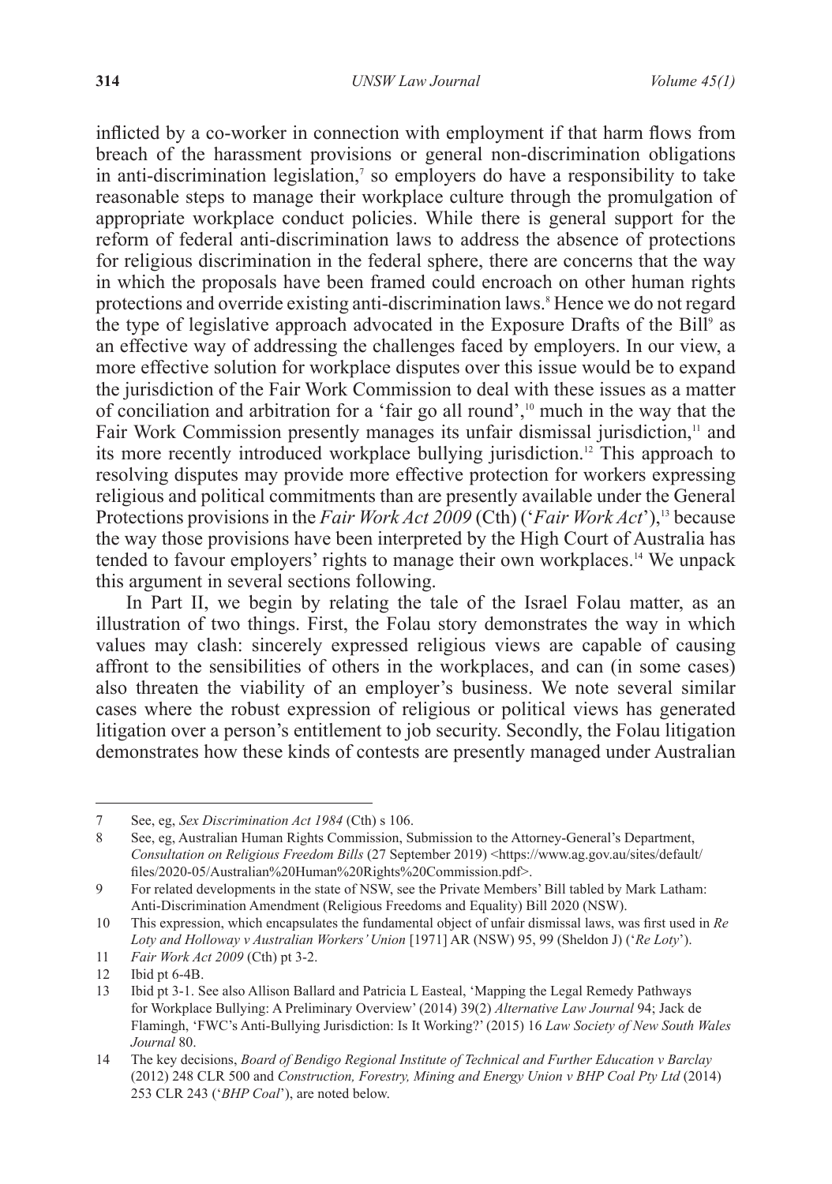inflicted by a co-worker in connection with employment if that harm flows from breach of the harassment provisions or general non-discrimination obligations in anti-discrimination legislation,[7] so employers do have a responsibility to take reasonable steps to manage their workplace culture through the promulgation of appropriate workplace conduct policies. While there is general support for the reform of federal anti-discrimination laws to address the absence of protections for religious discrimination in the federal sphere, there are concerns that the way in which the proposals have been framed could encroach on other human rights protections and override existing anti-discrimination laws.[8] Hence we do not regard the type of legislative approach advocated in the Exposure Drafts of the Bill[9] as an effective way of addressing the challenges faced by employers. In our view, a more effective solution for workplace disputes over this issue would be to expand the jurisdiction of the Fair Work Commission to deal with these issues as a matter of conciliation and arbitration for a 'fair go all round',[10] much in the way that the Fair Work Commission presently manages its unfair dismissal jurisdiction,[11] and its more recently introduced workplace bullying jurisdiction.[12] This approach to resolving disputes may provide more effective protection for workers expressing religious and political commitments than are presently available under the General Protections provisions in the *Fair Work Act 2009* (Cth) ('*Fair Work Act*'),[13] because the way those provisions have been interpreted by the High Court of Australia has tended to favour employers' rights to manage their own workplaces.[14] We unpack this argument in several sections following.

In Part II, we begin by relating the tale of the Israel Folau matter, as an illustration of two things. First, the Folau story demonstrates the way in which values may clash: sincerely expressed religious views are capable of causing affront to the sensibilities of others in the workplaces, and can (in some cases) also threaten the viability of an employer's business. We note several similar cases where the robust expression of religious or political views has generated litigation over a person's entitlement to job security. Secondly, the Folau litigation demonstrates how these kinds of contests are presently managed under Australian

---

7 See, eg, *Sex Discrimination Act 1984* (Cth) s 106.

8 See, eg, Australian Human Rights Commission, Submission to the Attorney-General's Department, *Consultation on Religious Freedom Bills* (27 September 2019) <https://www.ag.gov.au/sites/default/files/2020-05/Australian%20Human%20Rights%20Commission.pdf>.

9 For related developments in the state of NSW, see the Private Members' Bill tabled by Mark Latham: Anti-Discrimination Amendment (Religious Freedoms and Equality) Bill 2020 (NSW).

10 This expression, which encapsulates the fundamental object of unfair dismissal laws, was first used in *Re Loty and Holloway v Australian Workers' Union* [1971] AR (NSW) 95, 99 (Sheldon J) ('*Re Loty*').

11 *Fair Work Act 2009* (Cth) pt 3-2.

12 Ibid pt 6-4B.

13 Ibid pt 3-1. See also Allison Ballard and Patricia L Easteal, 'Mapping the Legal Remedy Pathways for Workplace Bullying: A Preliminary Overview' (2014) 39(2) *Alternative Law Journal* 94; Jack de Flamingh, 'FWC's Anti-Bullying Jurisdiction: Is It Working?' (2015) 16 *Law Society of New South Wales Journal* 80.

14 The key decisions, *Board of Bendigo Regional Institute of Technical and Further Education v Barclay* (2012) 248 CLR 500 and *Construction, Forestry, Mining and Energy Union v BHP Coal Pty Ltd* (2014) 253 CLR 243 ('*BHP Coal*'), are noted below.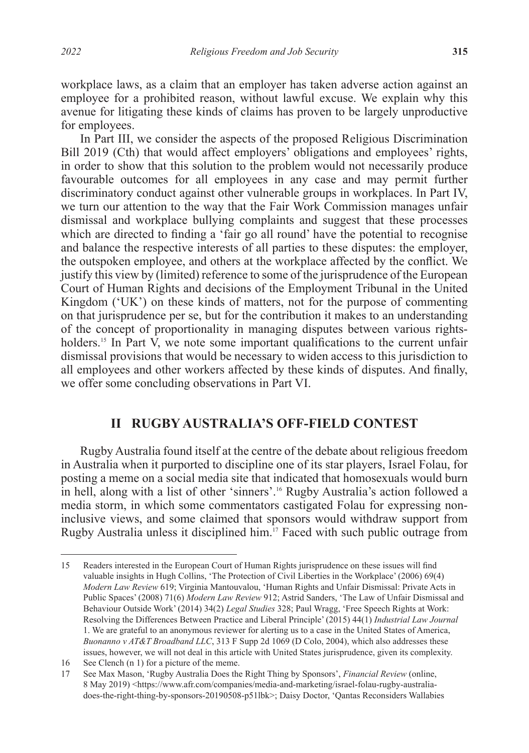workplace laws, as a claim that an employer has taken adverse action against an employee for a prohibited reason, without lawful excuse. We explain why this avenue for litigating these kinds of claims has proven to be largely unproductive for employees.

In Part III, we consider the aspects of the proposed Religious Discrimination Bill 2019 (Cth) that would affect employers' obligations and employees' rights, in order to show that this solution to the problem would not necessarily produce favourable outcomes for all employees in any case and may permit further discriminatory conduct against other vulnerable groups in workplaces. In Part IV, we turn our attention to the way that the Fair Work Commission manages unfair dismissal and workplace bullying complaints and suggest that these processes which are directed to finding a 'fair go all round' have the potential to recognise and balance the respective interests of all parties to these disputes: the employer, the outspoken employee, and others at the workplace affected by the conflict. We justify this view by (limited) reference to some of the jurisprudence of the European Court of Human Rights and decisions of the Employment Tribunal in the United Kingdom ('UK') on these kinds of matters, not for the purpose of commenting on that jurisprudence per se, but for the contribution it makes to an understanding of the concept of proportionality in managing disputes between various rights-holders.[15] In Part V, we note some important qualifications to the current unfair dismissal provisions that would be necessary to widen access to this jurisdiction to all employees and other workers affected by these kinds of disputes. And finally, we offer some concluding observations in Part VI.

## II RUGBY AUSTRALIA'S OFF-FIELD CONTEST

Rugby Australia found itself at the centre of the debate about religious freedom in Australia when it purported to discipline one of its star players, Israel Folau, for posting a meme on a social media site that indicated that homosexuals would burn in hell, along with a list of other 'sinners'.[16] Rugby Australia's action followed a media storm, in which some commentators castigated Folau for expressing non-inclusive views, and some claimed that sponsors would withdraw support from Rugby Australia unless it disciplined him.[17] Faced with such public outrage from

---

15 Readers interested in the European Court of Human Rights jurisprudence on these issues will find valuable insights in Hugh Collins, 'The Protection of Civil Liberties in the Workplace' (2006) 69(4) *Modern Law Review* 619; Virginia Mantouvalou, 'Human Rights and Unfair Dismissal: Private Acts in Public Spaces' (2008) 71(6) *Modern Law Review* 912; Astrid Sanders, 'The Law of Unfair Dismissal and Behaviour Outside Work' (2014) 34(2) *Legal Studies* 328; Paul Wragg, 'Free Speech Rights at Work: Resolving the Differences Between Practice and Liberal Principle' (2015) 44(1) *Industrial Law Journal* 1. We are grateful to an anonymous reviewer for alerting us to a case in the United States of America, *Buonanno v AT&T Broadband LLC*, 313 F Supp 2d 1069 (D Colo, 2004), which also addresses these issues, however, we will not deal in this article with United States jurisprudence, given its complexity.

16 See Clench (n 1) for a picture of the meme.

17 See Max Mason, 'Rugby Australia Does the Right Thing by Sponsors', *Financial Review* (online, 8 May 2019) <https://www.afr.com/companies/media-and-marketing/israel-folau-rugby-australia-does-the-right-thing-by-sponsors-20190508-p51lbk>; Daisy Doctor, 'Qantas Reconsiders Wallabies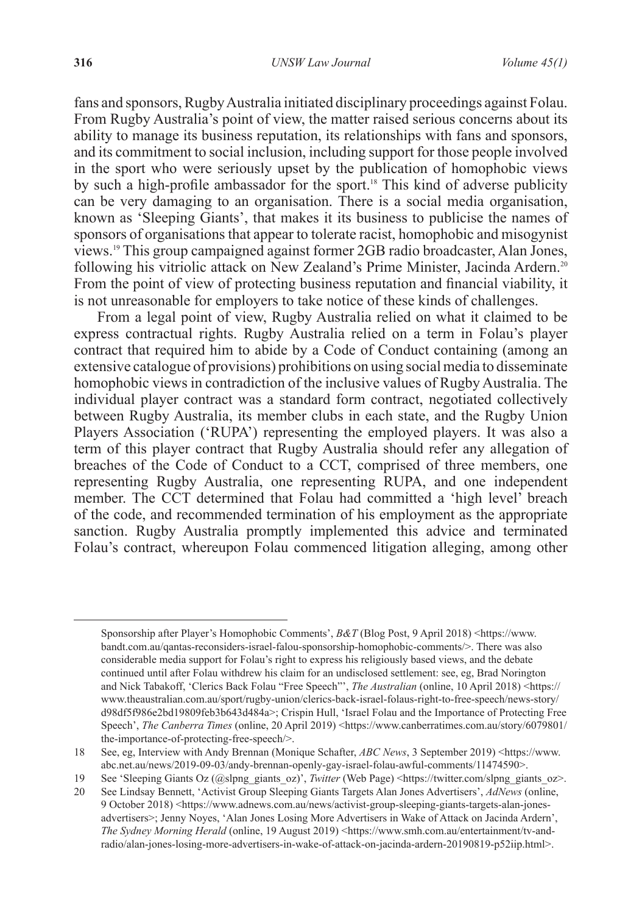fans and sponsors, Rugby Australia initiated disciplinary proceedings against Folau. From Rugby Australia's point of view, the matter raised serious concerns about its ability to manage its business reputation, its relationships with fans and sponsors, and its commitment to social inclusion, including support for those people involved in the sport who were seriously upset by the publication of homophobic views by such a high-profile ambassador for the sport.[18] This kind of adverse publicity can be very damaging to an organisation. There is a social media organisation, known as 'Sleeping Giants', that makes it its business to publicise the names of sponsors of organisations that appear to tolerate racist, homophobic and misogynist views.[19] This group campaigned against former 2GB radio broadcaster, Alan Jones, following his vitriolic attack on New Zealand's Prime Minister, Jacinda Ardern.[20] From the point of view of protecting business reputation and financial viability, it is not unreasonable for employers to take notice of these kinds of challenges.

From a legal point of view, Rugby Australia relied on what it claimed to be express contractual rights. Rugby Australia relied on a term in Folau's player contract that required him to abide by a Code of Conduct containing (among an extensive catalogue of provisions) prohibitions on using social media to disseminate homophobic views in contradiction of the inclusive values of Rugby Australia. The individual player contract was a standard form contract, negotiated collectively between Rugby Australia, its member clubs in each state, and the Rugby Union Players Association ('RUPA') representing the employed players. It was also a term of this player contract that Rugby Australia should refer any allegation of breaches of the Code of Conduct to a CCT, comprised of three members, one representing Rugby Australia, one representing RUPA, and one independent member. The CCT determined that Folau had committed a 'high level' breach of the code, and recommended termination of his employment as the appropriate sanction. Rugby Australia promptly implemented this advice and terminated Folau's contract, whereupon Folau commenced litigation alleging, among other

---

Sponsorship after Player's Homophobic Comments', *B&T* (Blog Post, 9 April 2018) <https://www.bandt.com.au/qantas-reconsiders-israel-falou-sponsorship-homophobic-comments/>. There was also considerable media support for Folau's right to express his religiously based views, and the debate continued until after Folau withdrew his claim for an undisclosed settlement: see, eg, Brad Norington and Nick Tabakoff, 'Clerics Back Folau "Free Speech"', *The Australian* (online, 10 April 2018) <https://www.theaustralian.com.au/sport/rugby-union/clerics-back-israel-folaus-right-to-free-speech/news-story/d98df5f986e2bd19809feb3b643d484a>; Crispin Hull, 'Israel Folau and the Importance of Protecting Free Speech', *The Canberra Times* (online, 20 April 2019) <https://www.canberratimes.com.au/story/6079801/the-importance-of-protecting-free-speech/>.

18 See, eg, Interview with Andy Brennan (Monique Schafter, *ABC News*, 3 September 2019) <https://www.abc.net.au/news/2019-09-03/andy-brennan-openly-gay-israel-folau-awful-comments/11474590>.

19 See 'Sleeping Giants Oz (@slpng_giants_oz)', *Twitter* (Web Page) <https://twitter.com/slpng_giants_oz>.

20 See Lindsay Bennett, 'Activist Group Sleeping Giants Targets Alan Jones Advertisers', *AdNews* (online, 9 October 2018) <https://www.adnews.com.au/news/activist-group-sleeping-giants-targets-alan-jones-advertisers>; Jenny Noyes, 'Alan Jones Losing More Advertisers in Wake of Attack on Jacinda Ardern', *The Sydney Morning Herald* (online, 19 August 2019) <https://www.smh.com.au/entertainment/tv-and-radio/alan-jones-losing-more-advertisers-in-wake-of-attack-on-jacinda-ardern-20190819-p52iip.html>.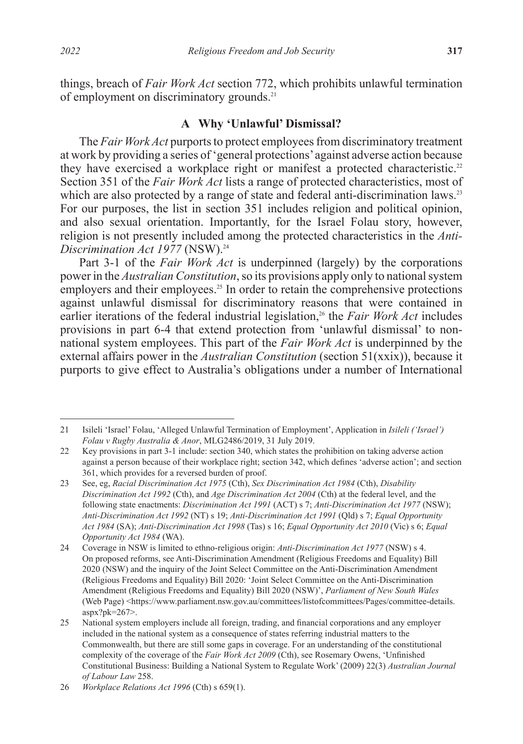things, breach of *Fair Work Act* section 772, which prohibits unlawful termination of employment on discriminatory grounds.[21]

### A Why 'Unlawful' Dismissal?

The *Fair Work Act* purports to protect employees from discriminatory treatment at work by providing a series of 'general protections' against adverse action because they have exercised a workplace right or manifest a protected characteristic.[22] Section 351 of the *Fair Work Act* lists a range of protected characteristics, most of which are also protected by a range of state and federal anti-discrimination laws.[23] For our purposes, the list in section 351 includes religion and political opinion, and also sexual orientation. Importantly, for the Israel Folau story, however, religion is not presently included among the protected characteristics in the *Anti-Discrimination Act 1977* (NSW).[24]

Part 3-1 of the *Fair Work Act* is underpinned (largely) by the corporations power in the *Australian Constitution*, so its provisions apply only to national system employers and their employees.[25] In order to retain the comprehensive protections against unlawful dismissal for discriminatory reasons that were contained in earlier iterations of the federal industrial legislation,[26] the *Fair Work Act* includes provisions in part 6-4 that extend protection from 'unlawful dismissal' to non-national system employees. This part of the *Fair Work Act* is underpinned by the external affairs power in the *Australian Constitution* (section 51(xxix)), because it purports to give effect to Australia's obligations under a number of International

---

21 Isileli 'Israel' Folau, 'Alleged Unlawful Termination of Employment', Application in *Isileli ('Israel') Folau v Rugby Australia & Anor*, MLG2486/2019, 31 July 2019.

22 Key provisions in part 3-1 include: section 340, which states the prohibition on taking adverse action against a person because of their workplace right; section 342, which defines 'adverse action'; and section 361, which provides for a reversed burden of proof.

23 See, eg, *Racial Discrimination Act 1975* (Cth), *Sex Discrimination Act 1984* (Cth), *Disability Discrimination Act 1992* (Cth), and *Age Discrimination Act 2004* (Cth) at the federal level, and the following state enactments: *Discrimination Act 1991* (ACT) s 7; *Anti-Discrimination Act 1977* (NSW); *Anti-Discrimination Act 1992* (NT) s 19; *Anti-Discrimination Act 1991* (Qld) s 7; *Equal Opportunity Act 1984* (SA); *Anti-Discrimination Act 1998* (Tas) s 16; *Equal Opportunity Act 2010* (Vic) s 6; *Equal Opportunity Act 1984* (WA).

24 Coverage in NSW is limited to ethno-religious origin: *Anti-Discrimination Act 1977* (NSW) s 4. On proposed reforms, see Anti-Discrimination Amendment (Religious Freedoms and Equality) Bill 2020 (NSW) and the inquiry of the Joint Select Committee on the Anti-Discrimination Amendment (Religious Freedoms and Equality) Bill 2020: 'Joint Select Committee on the Anti-Discrimination Amendment (Religious Freedoms and Equality) Bill 2020 (NSW)', *Parliament of New South Wales* (Web Page) <https://www.parliament.nsw.gov.au/committees/listofcommittees/Pages/committee-details.aspx?pk=267>.

25 National system employers include all foreign, trading, and financial corporations and any employer included in the national system as a consequence of states referring industrial matters to the Commonwealth, but there are still some gaps in coverage. For an understanding of the constitutional complexity of the coverage of the *Fair Work Act 2009* (Cth), see Rosemary Owens, 'Unfinished Constitutional Business: Building a National System to Regulate Work' (2009) 22(3) *Australian Journal of Labour Law* 258.

26 *Workplace Relations Act 1996* (Cth) s 659(1).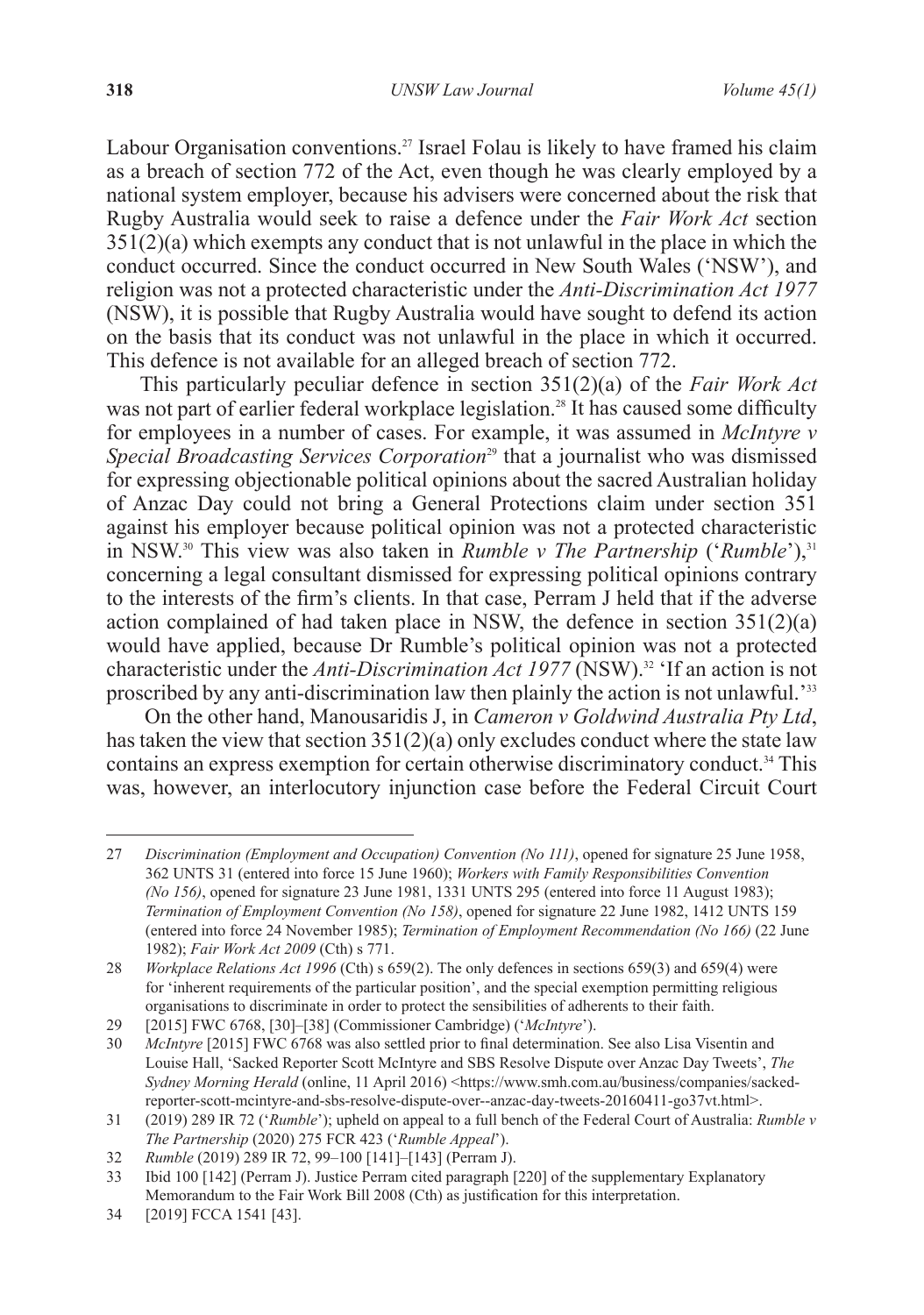Labour Organisation conventions.[27] Israel Folau is likely to have framed his claim as a breach of section 772 of the Act, even though he was clearly employed by a national system employer, because his advisers were concerned about the risk that Rugby Australia would seek to raise a defence under the *Fair Work Act* section 351(2)(a) which exempts any conduct that is not unlawful in the place in which the conduct occurred. Since the conduct occurred in New South Wales ('NSW'), and religion was not a protected characteristic under the *Anti-Discrimination Act 1977* (NSW), it is possible that Rugby Australia would have sought to defend its action on the basis that its conduct was not unlawful in the place in which it occurred. This defence is not available for an alleged breach of section 772.

This particularly peculiar defence in section 351(2)(a) of the *Fair Work Act* was not part of earlier federal workplace legislation.[28] It has caused some difficulty for employees in a number of cases. For example, it was assumed in *McIntyre v Special Broadcasting Services Corporation*[29] that a journalist who was dismissed for expressing objectionable political opinions about the sacred Australian holiday of Anzac Day could not bring a General Protections claim under section 351 against his employer because political opinion was not a protected characteristic in NSW.[30] This view was also taken in *Rumble v The Partnership* ('*Rumble*'),[31] concerning a legal consultant dismissed for expressing political opinions contrary to the interests of the firm's clients. In that case, Perram J held that if the adverse action complained of had taken place in NSW, the defence in section 351(2)(a) would have applied, because Dr Rumble's political opinion was not a protected characteristic under the *Anti-Discrimination Act 1977* (NSW).[32] 'If an action is not proscribed by any anti-discrimination law then plainly the action is not unlawful.'[33]

On the other hand, Manousaridis J, in *Cameron v Goldwind Australia Pty Ltd*, has taken the view that section 351(2)(a) only excludes conduct where the state law contains an express exemption for certain otherwise discriminatory conduct.[34] This was, however, an interlocutory injunction case before the Federal Circuit Court

---

27 *Discrimination (Employment and Occupation) Convention (No 111)*, opened for signature 25 June 1958, 362 UNTS 31 (entered into force 15 June 1960); *Workers with Family Responsibilities Convention (No 156)*, opened for signature 23 June 1981, 1331 UNTS 295 (entered into force 11 August 1983); *Termination of Employment Convention (No 158)*, opened for signature 22 June 1982, 1412 UNTS 159 (entered into force 24 November 1985); *Termination of Employment Recommendation (No 166)* (22 June 1982); *Fair Work Act 2009* (Cth) s 771.

28 *Workplace Relations Act 1996* (Cth) s 659(2). The only defences in sections 659(3) and 659(4) were for 'inherent requirements of the particular position', and the special exemption permitting religious organisations to discriminate in order to protect the sensibilities of adherents to their faith.

29 [2015] FWC 6768, [30]–[38] (Commissioner Cambridge) ('*McIntyre*').

30 *McIntyre* [2015] FWC 6768 was also settled prior to final determination. See also Lisa Visentin and Louise Hall, 'Sacked Reporter Scott McIntyre and SBS Resolve Dispute over Anzac Day Tweets', *The Sydney Morning Herald* (online, 11 April 2016) <https://www.smh.com.au/business/companies/sacked-reporter-scott-mcintyre-and-sbs-resolve-dispute-over--anzac-day-tweets-20160411-go37vt.html>.

31 (2019) 289 IR 72 ('*Rumble*'); upheld on appeal to a full bench of the Federal Court of Australia: *Rumble v The Partnership* (2020) 275 FCR 423 ('*Rumble Appeal*').

32 *Rumble* (2019) 289 IR 72, 99–100 [141]–[143] (Perram J).

33 Ibid 100 [142] (Perram J). Justice Perram cited paragraph [220] of the supplementary Explanatory Memorandum to the Fair Work Bill 2008 (Cth) as justification for this interpretation.

34 [2019] FCCA 1541 [43].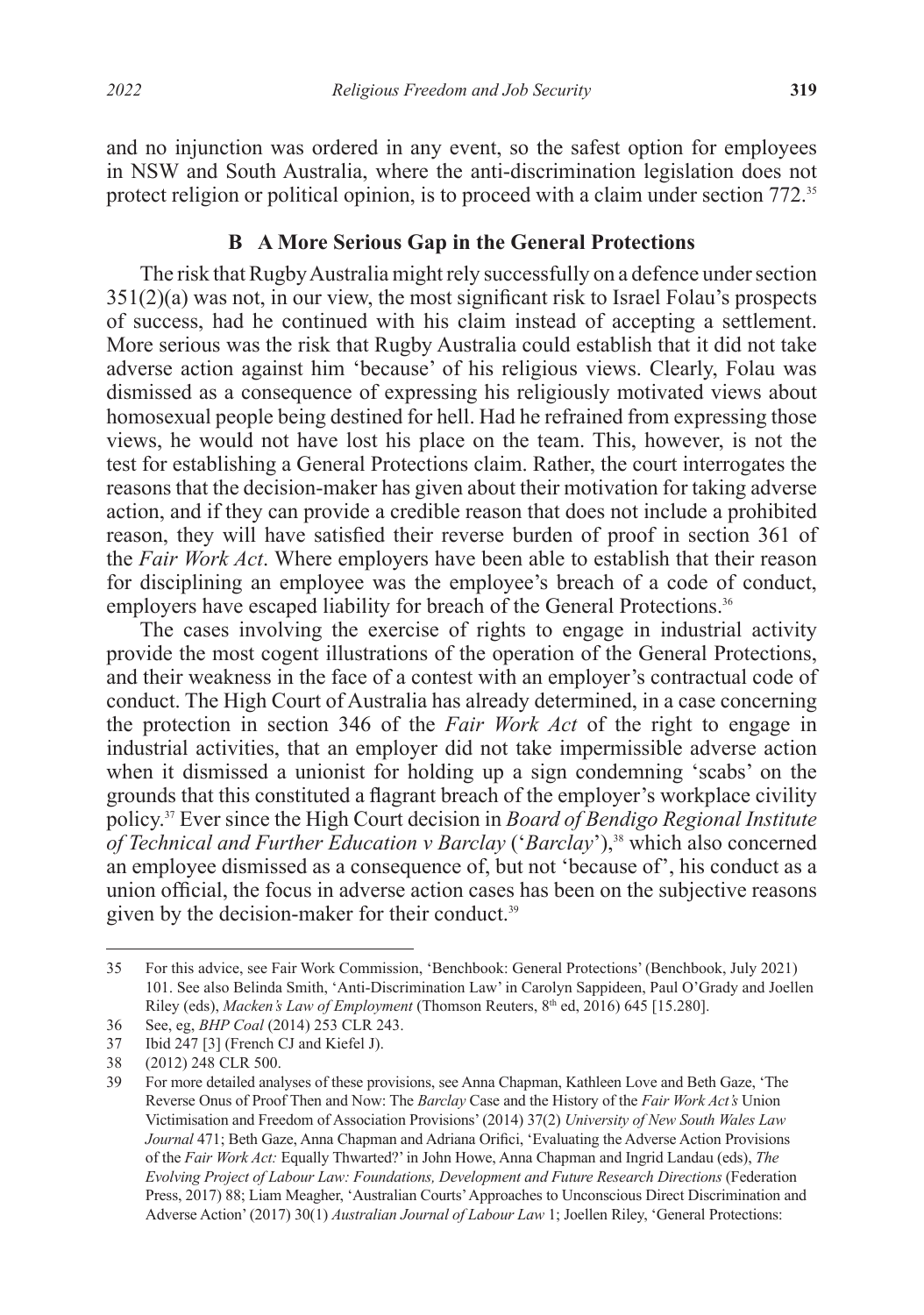and no injunction was ordered in any event, so the safest option for employees in NSW and South Australia, where the anti-discrimination legislation does not protect religion or political opinion, is to proceed with a claim under section 772.[35]

### B A More Serious Gap in the General Protections

The risk that Rugby Australia might rely successfully on a defence under section 351(2)(a) was not, in our view, the most significant risk to Israel Folau's prospects of success, had he continued with his claim instead of accepting a settlement. More serious was the risk that Rugby Australia could establish that it did not take adverse action against him 'because' of his religious views. Clearly, Folau was dismissed as a consequence of expressing his religiously motivated views about homosexual people being destined for hell. Had he refrained from expressing those views, he would not have lost his place on the team. This, however, is not the test for establishing a General Protections claim. Rather, the court interrogates the reasons that the decision-maker has given about their motivation for taking adverse action, and if they can provide a credible reason that does not include a prohibited reason, they will have satisfied their reverse burden of proof in section 361 of the *Fair Work Act*. Where employers have been able to establish that their reason for disciplining an employee was the employee's breach of a code of conduct, employers have escaped liability for breach of the General Protections.[36]

The cases involving the exercise of rights to engage in industrial activity provide the most cogent illustrations of the operation of the General Protections, and their weakness in the face of a contest with an employer's contractual code of conduct. The High Court of Australia has already determined, in a case concerning the protection in section 346 of the *Fair Work Act* of the right to engage in industrial activities, that an employer did not take impermissible adverse action when it dismissed a unionist for holding up a sign condemning 'scabs' on the grounds that this constituted a flagrant breach of the employer's workplace civility policy.[37] Ever since the High Court decision in *Board of Bendigo Regional Institute of Technical and Further Education v Barclay* ('*Barclay*'),[38] which also concerned an employee dismissed as a consequence of, but not 'because of', his conduct as a union official, the focus in adverse action cases has been on the subjective reasons given by the decision-maker for their conduct.[39]

---

35 For this advice, see Fair Work Commission, 'Benchbook: General Protections' (Benchbook, July 2021) 101. See also Belinda Smith, 'Anti-Discrimination Law' in Carolyn Sappideen, Paul O'Grady and Joellen Riley (eds), *Macken's Law of Employment* (Thomson Reuters, 8th ed, 2016) 645 [15.280].

36 See, eg, *BHP Coal* (2014) 253 CLR 243.

37 Ibid 247 [3] (French CJ and Kiefel J).

38 (2012) 248 CLR 500.

39 For more detailed analyses of these provisions, see Anna Chapman, Kathleen Love and Beth Gaze, 'The Reverse Onus of Proof Then and Now: The *Barclay* Case and the History of the *Fair Work Act's* Union Victimisation and Freedom of Association Provisions' (2014) 37(2) *University of New South Wales Law Journal* 471; Beth Gaze, Anna Chapman and Adriana Orifici, 'Evaluating the Adverse Action Provisions of the *Fair Work Act:* Equally Thwarted?' in John Howe, Anna Chapman and Ingrid Landau (eds), *The Evolving Project of Labour Law: Foundations, Development and Future Research Directions* (Federation Press, 2017) 88; Liam Meagher, 'Australian Courts' Approaches to Unconscious Direct Discrimination and Adverse Action' (2017) 30(1) *Australian Journal of Labour Law* 1; Joellen Riley, 'General Protections: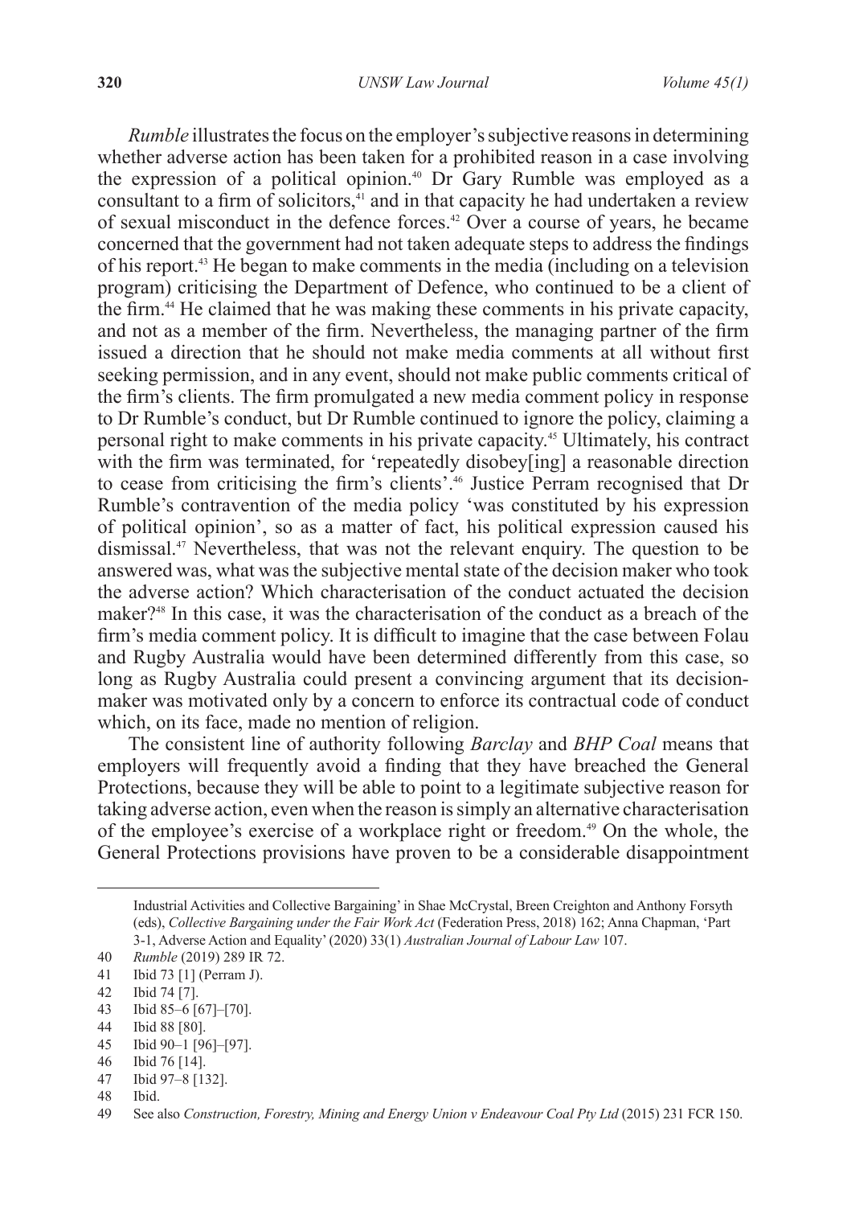*Rumble* illustrates the focus on the employer's subjective reasons in determining whether adverse action has been taken for a prohibited reason in a case involving the expression of a political opinion.[40] Dr Gary Rumble was employed as a consultant to a firm of solicitors,[41] and in that capacity he had undertaken a review of sexual misconduct in the defence forces.[42] Over a course of years, he became concerned that the government had not taken adequate steps to address the findings of his report.[43] He began to make comments in the media (including on a television program) criticising the Department of Defence, who continued to be a client of the firm.[44] He claimed that he was making these comments in his private capacity, and not as a member of the firm. Nevertheless, the managing partner of the firm issued a direction that he should not make media comments at all without first seeking permission, and in any event, should not make public comments critical of the firm's clients. The firm promulgated a new media comment policy in response to Dr Rumble's conduct, but Dr Rumble continued to ignore the policy, claiming a personal right to make comments in his private capacity.[45] Ultimately, his contract with the firm was terminated, for 'repeatedly disobey[ing] a reasonable direction to cease from criticising the firm's clients'.[46] Justice Perram recognised that Dr Rumble's contravention of the media policy 'was constituted by his expression of political opinion', so as a matter of fact, his political expression caused his dismissal.[47] Nevertheless, that was not the relevant enquiry. The question to be answered was, what was the subjective mental state of the decision maker who took the adverse action? Which characterisation of the conduct actuated the decision maker?[48] In this case, it was the characterisation of the conduct as a breach of the firm's media comment policy. It is difficult to imagine that the case between Folau and Rugby Australia would have been determined differently from this case, so long as Rugby Australia could present a convincing argument that its decision-maker was motivated only by a concern to enforce its contractual code of conduct which, on its face, made no mention of religion.

The consistent line of authority following *Barclay* and *BHP Coal* means that employers will frequently avoid a finding that they have breached the General Protections, because they will be able to point to a legitimate subjective reason for taking adverse action, even when the reason is simply an alternative characterisation of the employee's exercise of a workplace right or freedom.[49] On the whole, the General Protections provisions have proven to be a considerable disappointment

---

Industrial Activities and Collective Bargaining' in Shae McCrystal, Breen Creighton and Anthony Forsyth (eds), *Collective Bargaining under the Fair Work Act* (Federation Press, 2018) 162; Anna Chapman, 'Part 3-1, Adverse Action and Equality' (2020) 33(1) *Australian Journal of Labour Law* 107.

40 *Rumble* (2019) 289 IR 72.

41 Ibid 73 [1] (Perram J).

42 Ibid 74 [7].

43 Ibid 85–6 [67]–[70].

44 Ibid 88 [80].

45 Ibid 90–1 [96]–[97].

46 Ibid 76 [14].

47 Ibid 97–8 [132].

48 Ibid.

49 See also *Construction, Forestry, Mining and Energy Union v Endeavour Coal Pty Ltd* (2015) 231 FCR 150.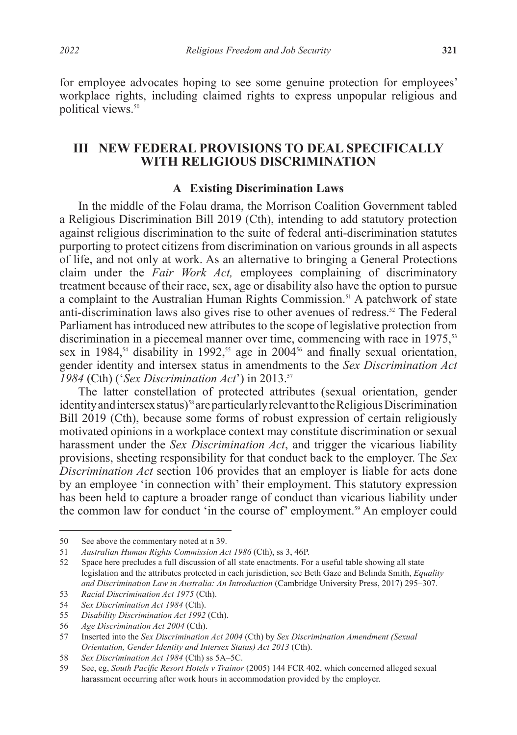for employee advocates hoping to see some genuine protection for employees' workplace rights, including claimed rights to express unpopular religious and political views.[50]

## III NEW FEDERAL PROVISIONS TO DEAL SPECIFICALLY WITH RELIGIOUS DISCRIMINATION

### A Existing Discrimination Laws

In the middle of the Folau drama, the Morrison Coalition Government tabled a Religious Discrimination Bill 2019 (Cth), intending to add statutory protection against religious discrimination to the suite of federal anti-discrimination statutes purporting to protect citizens from discrimination on various grounds in all aspects of life, and not only at work. As an alternative to bringing a General Protections claim under the *Fair Work Act,* employees complaining of discriminatory treatment because of their race, sex, age or disability also have the option to pursue a complaint to the Australian Human Rights Commission.[51] A patchwork of state anti-discrimination laws also gives rise to other avenues of redress.[52] The Federal Parliament has introduced new attributes to the scope of legislative protection from discrimination in a piecemeal manner over time, commencing with race in 1975,[53] sex in 1984,[54] disability in 1992,[55] age in 2004[56] and finally sexual orientation, gender identity and intersex status in amendments to the *Sex Discrimination Act 1984* (Cth) ('*Sex Discrimination Act*') in 2013.[57]

The latter constellation of protected attributes (sexual orientation, gender identity and intersex status)[58] are particularly relevant to the Religious Discrimination Bill 2019 (Cth), because some forms of robust expression of certain religiously motivated opinions in a workplace context may constitute discrimination or sexual harassment under the *Sex Discrimination Act*, and trigger the vicarious liability provisions, sheeting responsibility for that conduct back to the employer. The *Sex Discrimination Act* section 106 provides that an employer is liable for acts done by an employee 'in connection with' their employment. This statutory expression has been held to capture a broader range of conduct than vicarious liability under the common law for conduct 'in the course of' employment.[59] An employer could

---

50 See above the commentary noted at n 39.

51 *Australian Human Rights Commission Act 1986* (Cth), ss 3, 46P.

52 Space here precludes a full discussion of all state enactments. For a useful table showing all state legislation and the attributes protected in each jurisdiction, see Beth Gaze and Belinda Smith, *Equality and Discrimination Law in Australia: An Introduction* (Cambridge University Press, 2017) 295–307.

53 *Racial Discrimination Act 1975* (Cth).

54 *Sex Discrimination Act 1984* (Cth).

55 *Disability Discrimination Act 1992* (Cth).

56 *Age Discrimination Act 2004* (Cth).

57 Inserted into the *Sex Discrimination Act 2004* (Cth) by *Sex Discrimination Amendment (Sexual Orientation, Gender Identity and Intersex Status) Act 2013* (Cth).

58 *Sex Discrimination Act 1984* (Cth) ss 5A–5C.

59 See, eg, *South Pacific Resort Hotels v Trainor* (2005) 144 FCR 402, which concerned alleged sexual harassment occurring after work hours in accommodation provided by the employer.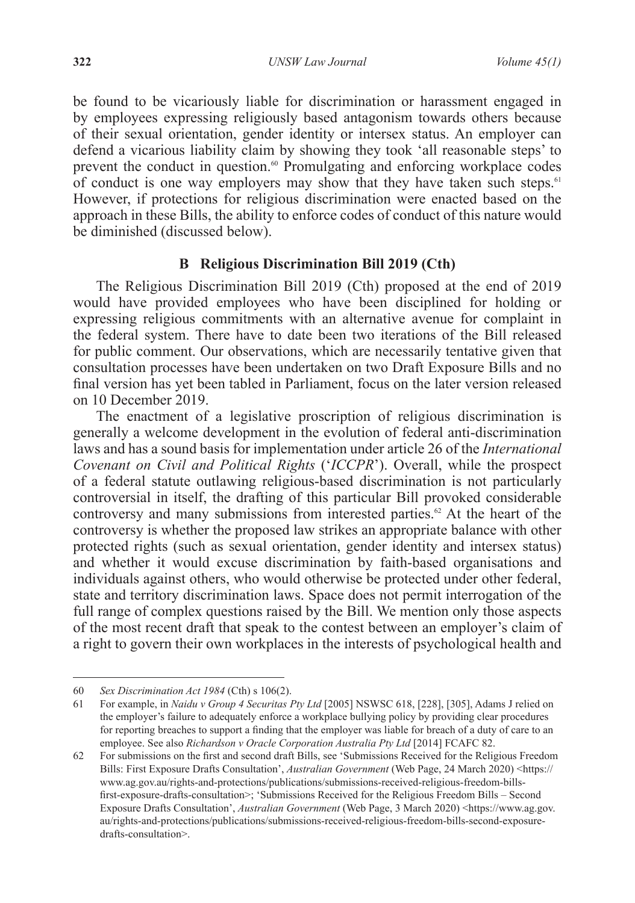be found to be vicariously liable for discrimination or harassment engaged in by employees expressing religiously based antagonism towards others because of their sexual orientation, gender identity or intersex status. An employer can defend a vicarious liability claim by showing they took 'all reasonable steps' to prevent the conduct in question.[60] Promulgating and enforcing workplace codes of conduct is one way employers may show that they have taken such steps.[61] However, if protections for religious discrimination were enacted based on the approach in these Bills, the ability to enforce codes of conduct of this nature would be diminished (discussed below).

### B Religious Discrimination Bill 2019 (Cth)

The Religious Discrimination Bill 2019 (Cth) proposed at the end of 2019 would have provided employees who have been disciplined for holding or expressing religious commitments with an alternative avenue for complaint in the federal system. There have to date been two iterations of the Bill released for public comment. Our observations, which are necessarily tentative given that consultation processes have been undertaken on two Draft Exposure Bills and no final version has yet been tabled in Parliament, focus on the later version released on 10 December 2019.

The enactment of a legislative proscription of religious discrimination is generally a welcome development in the evolution of federal anti-discrimination laws and has a sound basis for implementation under article 26 of the *International Covenant on Civil and Political Rights* ('*ICCPR*'). Overall, while the prospect of a federal statute outlawing religious-based discrimination is not particularly controversial in itself, the drafting of this particular Bill provoked considerable controversy and many submissions from interested parties.[62] At the heart of the controversy is whether the proposed law strikes an appropriate balance with other protected rights (such as sexual orientation, gender identity and intersex status) and whether it would excuse discrimination by faith-based organisations and individuals against others, who would otherwise be protected under other federal, state and territory discrimination laws. Space does not permit interrogation of the full range of complex questions raised by the Bill. We mention only those aspects of the most recent draft that speak to the contest between an employer's claim of a right to govern their own workplaces in the interests of psychological health and

---

60 *Sex Discrimination Act 1984* (Cth) s 106(2).

61 For example, in *Naidu v Group 4 Securitas Pty Ltd* [2005] NSWSC 618, [228], [305], Adams J relied on the employer's failure to adequately enforce a workplace bullying policy by providing clear procedures for reporting breaches to support a finding that the employer was liable for breach of a duty of care to an employee. See also *Richardson v Oracle Corporation Australia Pty Ltd* [2014] FCAFC 82.

62 For submissions on the first and second draft Bills, see 'Submissions Received for the Religious Freedom Bills: First Exposure Drafts Consultation', *Australian Government* (Web Page, 24 March 2020) <https://www.ag.gov.au/rights-and-protections/publications/submissions-received-religious-freedom-bills-first-exposure-drafts-consultation>; 'Submissions Received for the Religious Freedom Bills – Second Exposure Drafts Consultation', *Australian Government* (Web Page, 3 March 2020) <https://www.ag.gov.au/rights-and-protections/publications/submissions-received-religious-freedom-bills-second-exposure-drafts-consultation>.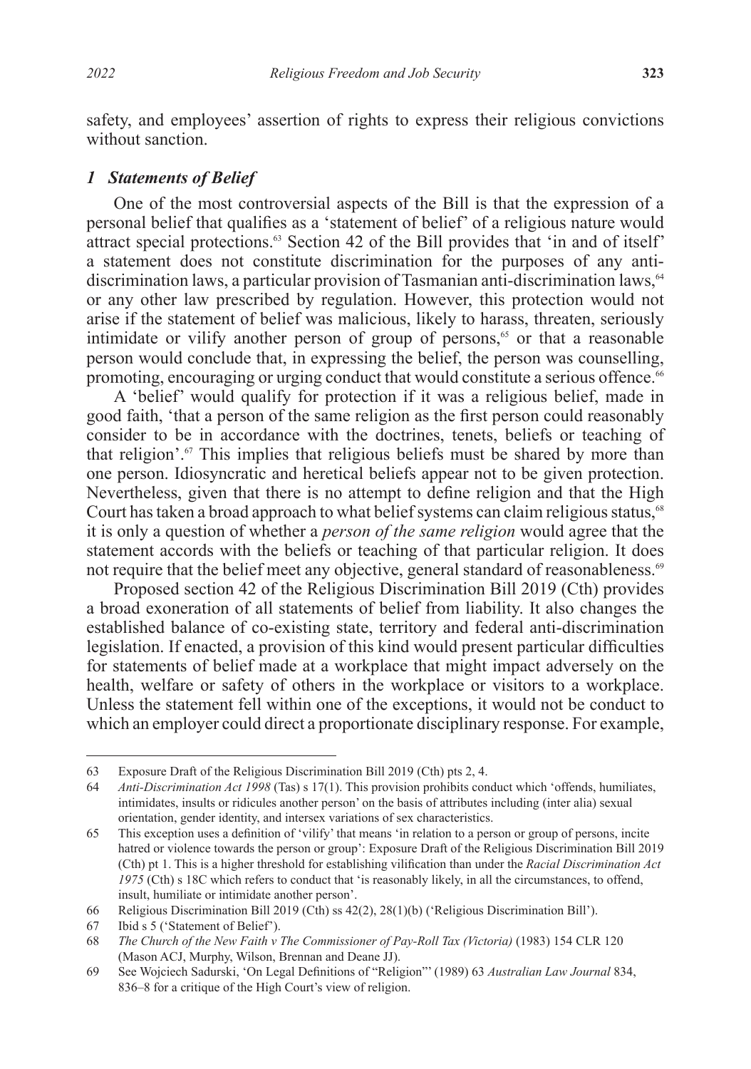safety, and employees' assertion of rights to express their religious convictions without sanction.

### *1 Statements of Belief*

One of the most controversial aspects of the Bill is that the expression of a personal belief that qualifies as a 'statement of belief' of a religious nature would attract special protections.[63] Section 42 of the Bill provides that 'in and of itself' a statement does not constitute discrimination for the purposes of any anti-discrimination laws, a particular provision of Tasmanian anti-discrimination laws,[64] or any other law prescribed by regulation. However, this protection would not arise if the statement of belief was malicious, likely to harass, threaten, seriously intimidate or vilify another person of group of persons,[65] or that a reasonable person would conclude that, in expressing the belief, the person was counselling, promoting, encouraging or urging conduct that would constitute a serious offence.[66]

A 'belief' would qualify for protection if it was a religious belief, made in good faith, 'that a person of the same religion as the first person could reasonably consider to be in accordance with the doctrines, tenets, beliefs or teaching of that religion'.[67] This implies that religious beliefs must be shared by more than one person. Idiosyncratic and heretical beliefs appear not to be given protection. Nevertheless, given that there is no attempt to define religion and that the High Court has taken a broad approach to what belief systems can claim religious status,[68] it is only a question of whether a *person of the same religion* would agree that the statement accords with the beliefs or teaching of that particular religion. It does not require that the belief meet any objective, general standard of reasonableness.[69]

Proposed section 42 of the Religious Discrimination Bill 2019 (Cth) provides a broad exoneration of all statements of belief from liability. It also changes the established balance of co-existing state, territory and federal anti-discrimination legislation. If enacted, a provision of this kind would present particular difficulties for statements of belief made at a workplace that might impact adversely on the health, welfare or safety of others in the workplace or visitors to a workplace. Unless the statement fell within one of the exceptions, it would not be conduct to which an employer could direct a proportionate disciplinary response. For example,

---

63 Exposure Draft of the Religious Discrimination Bill 2019 (Cth) pts 2, 4.

64 *Anti-Discrimination Act 1998* (Tas) s 17(1). This provision prohibits conduct which 'offends, humiliates, intimidates, insults or ridicules another person' on the basis of attributes including (inter alia) sexual orientation, gender identity, and intersex variations of sex characteristics.

65 This exception uses a definition of 'vilify' that means 'in relation to a person or group of persons, incite hatred or violence towards the person or group': Exposure Draft of the Religious Discrimination Bill 2019 (Cth) pt 1. This is a higher threshold for establishing vilification than under the *Racial Discrimination Act 1975* (Cth) s 18C which refers to conduct that 'is reasonably likely, in all the circumstances, to offend, insult, humiliate or intimidate another person'.

66 Religious Discrimination Bill 2019 (Cth) ss 42(2), 28(1)(b) ('Religious Discrimination Bill').

67 Ibid s 5 ('Statement of Belief').

68 *The Church of the New Faith v The Commissioner of Pay-Roll Tax (Victoria)* (1983) 154 CLR 120 (Mason ACJ, Murphy, Wilson, Brennan and Deane JJ).

69 See Wojciech Sadurski, 'On Legal Definitions of "Religion"' (1989) 63 *Australian Law Journal* 834, 836–8 for a critique of the High Court's view of religion.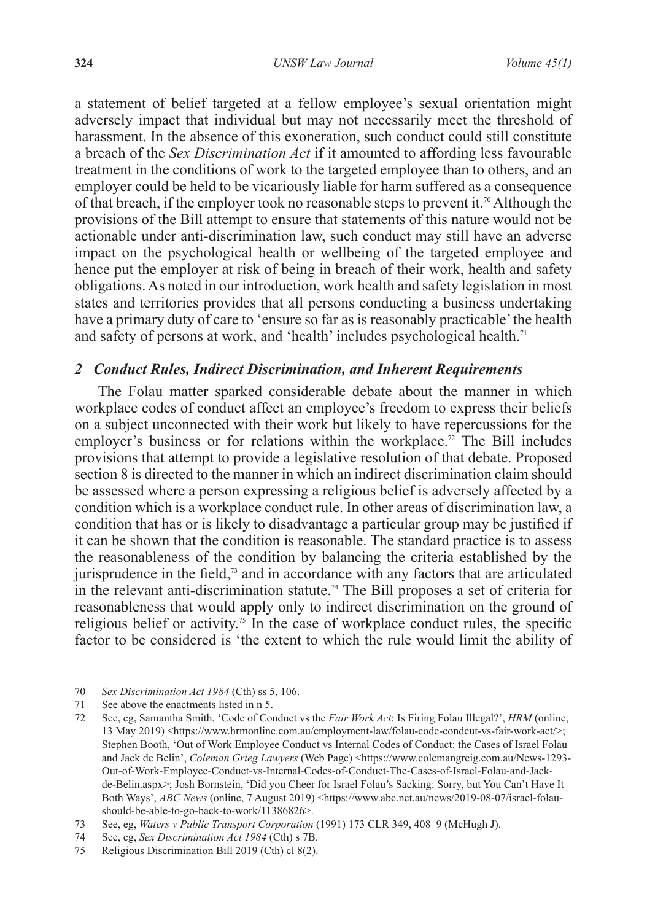a statement of belief targeted at a fellow employee's sexual orientation might adversely impact that individual but may not necessarily meet the threshold of harassment. In the absence of this exoneration, such conduct could still constitute a breach of the *Sex Discrimination Act* if it amounted to affording less favourable treatment in the conditions of work to the targeted employee than to others, and an employer could be held to be vicariously liable for harm suffered as a consequence of that breach, if the employer took no reasonable steps to prevent it.[70] Although the provisions of the Bill attempt to ensure that statements of this nature would not be actionable under anti-discrimination law, such conduct may still have an adverse impact on the psychological health or wellbeing of the targeted employee and hence put the employer at risk of being in breach of their work, health and safety obligations. As noted in our introduction, work health and safety legislation in most states and territories provides that all persons conducting a business undertaking have a primary duty of care to 'ensure so far as is reasonably practicable' the health and safety of persons at work, and 'health' includes psychological health.[71]

### *2 Conduct Rules, Indirect Discrimination, and Inherent Requirements*

The Folau matter sparked considerable debate about the manner in which workplace codes of conduct affect an employee's freedom to express their beliefs on a subject unconnected with their work but likely to have repercussions for the employer's business or for relations within the workplace.[72] The Bill includes provisions that attempt to provide a legislative resolution of that debate. Proposed section 8 is directed to the manner in which an indirect discrimination claim should be assessed where a person expressing a religious belief is adversely affected by a condition which is a workplace conduct rule. In other areas of discrimination law, a condition that has or is likely to disadvantage a particular group may be justified if it can be shown that the condition is reasonable. The standard practice is to assess the reasonableness of the condition by balancing the criteria established by the jurisprudence in the field,[73] and in accordance with any factors that are articulated in the relevant anti-discrimination statute.[74] The Bill proposes a set of criteria for reasonableness that would apply only to indirect discrimination on the ground of religious belief or activity.[75] In the case of workplace conduct rules, the specific factor to be considered is 'the extent to which the rule would limit the ability of

---

70 *Sex Discrimination Act 1984* (Cth) ss 5, 106.

71 See above the enactments listed in n 5.

72 See, eg, Samantha Smith, 'Code of Conduct vs the *Fair Work Act*: Is Firing Folau Illegal?', *HRM* (online, 13 May 2019) <https://www.hrmonline.com.au/employment-law/folau-code-condcut-vs-fair-work-act/>; Stephen Booth, 'Out of Work Employee Conduct vs Internal Codes of Conduct: the Cases of Israel Folau and Jack de Belin', *Coleman Grieg Lawyers* (Web Page) <https://www.colemangreig.com.au/News-1293-Out-of-Work-Employee-Conduct-vs-Internal-Codes-of-Conduct-The-Cases-of-Israel-Folau-and-Jack-de-Belin.aspx>; Josh Bornstein, 'Did you Cheer for Israel Folau's Sacking: Sorry, but You Can't Have It Both Ways', *ABC News* (online, 7 August 2019) <https://www.abc.net.au/news/2019-08-07/israel-folau-should-be-able-to-go-back-to-work/11386826>.

73 See, eg, *Waters v Public Transport Corporation* (1991) 173 CLR 349, 408–9 (McHugh J).

74 See, eg, *Sex Discrimination Act 1984* (Cth) s 7B.

75 Religious Discrimination Bill 2019 (Cth) cl 8(2).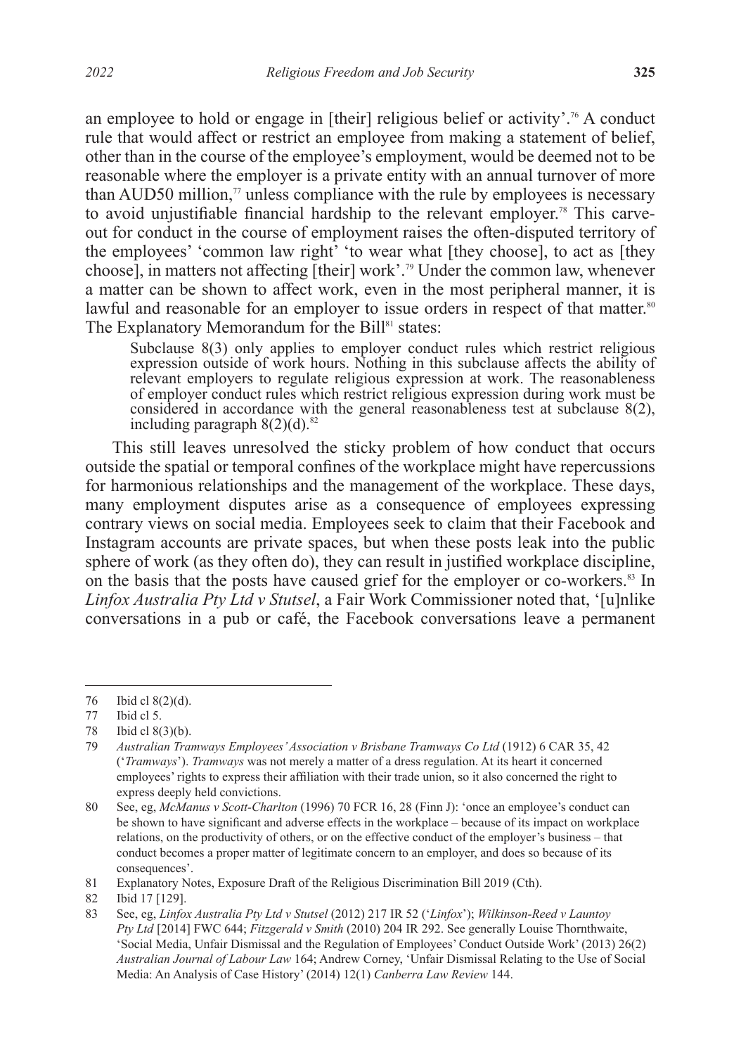an employee to hold or engage in [their] religious belief or activity'.[76] A conduct rule that would affect or restrict an employee from making a statement of belief, other than in the course of the employee's employment, would be deemed not to be reasonable where the employer is a private entity with an annual turnover of more than AUD50 million,[77] unless compliance with the rule by employees is necessary to avoid unjustifiable financial hardship to the relevant employer.[78] This carve-out for conduct in the course of employment raises the often-disputed territory of the employees' 'common law right' 'to wear what [they choose], to act as [they choose], in matters not affecting [their] work'.[79] Under the common law, whenever a matter can be shown to affect work, even in the most peripheral manner, it is lawful and reasonable for an employer to issue orders in respect of that matter.[80] The Explanatory Memorandum for the Bill[81] states:

> Subclause 8(3) only applies to employer conduct rules which restrict religious expression outside of work hours. Nothing in this subclause affects the ability of relevant employers to regulate religious expression at work. The reasonableness of employer conduct rules which restrict religious expression during work must be considered in accordance with the general reasonableness test at subclause 8(2), including paragraph 8(2)(d).[82]

This still leaves unresolved the sticky problem of how conduct that occurs outside the spatial or temporal confines of the workplace might have repercussions for harmonious relationships and the management of the workplace. These days, many employment disputes arise as a consequence of employees expressing contrary views on social media. Employees seek to claim that their Facebook and Instagram accounts are private spaces, but when these posts leak into the public sphere of work (as they often do), they can result in justified workplace discipline, on the basis that the posts have caused grief for the employer or co-workers.[83] In *Linfox Australia Pty Ltd v Stutsel*, a Fair Work Commissioner noted that, '[u]nlike conversations in a pub or café, the Facebook conversations leave a permanent

---

76 Ibid cl 8(2)(d).

77 Ibid cl 5.

78 Ibid cl 8(3)(b).

79 *Australian Tramways Employees' Association v Brisbane Tramways Co Ltd* (1912) 6 CAR 35, 42 ('*Tramways*'). *Tramways* was not merely a matter of a dress regulation. At its heart it concerned employees' rights to express their affiliation with their trade union, so it also concerned the right to express deeply held convictions.

80 See, eg, *McManus v Scott-Charlton* (1996) 70 FCR 16, 28 (Finn J): 'once an employee's conduct can be shown to have significant and adverse effects in the workplace – because of its impact on workplace relations, on the productivity of others, or on the effective conduct of the employer's business – that conduct becomes a proper matter of legitimate concern to an employer, and does so because of its consequences'.

81 Explanatory Notes, Exposure Draft of the Religious Discrimination Bill 2019 (Cth).

82 Ibid 17 [129].

83 See, eg, *Linfox Australia Pty Ltd v Stutsel* (2012) 217 IR 52 ('*Linfox*'); *Wilkinson-Reed v Launtoy Pty Ltd* [2014] FWC 644; *Fitzgerald v Smith* (2010) 204 IR 292. See generally Louise Thornthwaite, 'Social Media, Unfair Dismissal and the Regulation of Employees' Conduct Outside Work' (2013) 26(2) *Australian Journal of Labour Law* 164; Andrew Corney, 'Unfair Dismissal Relating to the Use of Social Media: An Analysis of Case History' (2014) 12(1) *Canberra Law Review* 144.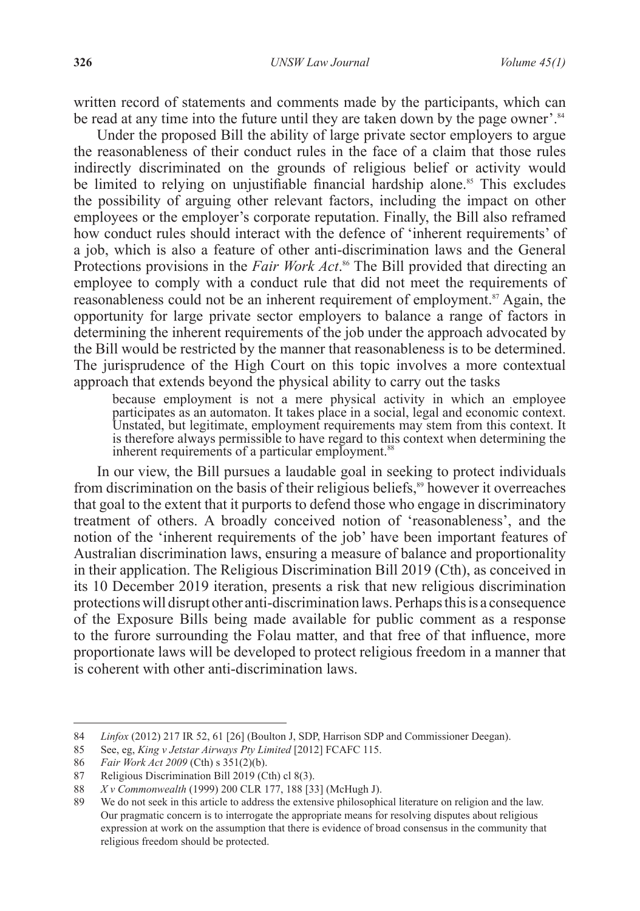written record of statements and comments made by the participants, which can be read at any time into the future until they are taken down by the page owner'.[84]

Under the proposed Bill the ability of large private sector employers to argue the reasonableness of their conduct rules in the face of a claim that those rules indirectly discriminated on the grounds of religious belief or activity would be limited to relying on unjustifiable financial hardship alone.[85] This excludes the possibility of arguing other relevant factors, including the impact on other employees or the employer's corporate reputation. Finally, the Bill also reframed how conduct rules should interact with the defence of 'inherent requirements' of a job, which is also a feature of other anti-discrimination laws and the General Protections provisions in the *Fair Work Act*.[86] The Bill provided that directing an employee to comply with a conduct rule that did not meet the requirements of reasonableness could not be an inherent requirement of employment.[87] Again, the opportunity for large private sector employers to balance a range of factors in determining the inherent requirements of the job under the approach advocated by the Bill would be restricted by the manner that reasonableness is to be determined. The jurisprudence of the High Court on this topic involves a more contextual approach that extends beyond the physical ability to carry out the tasks

> because employment is not a mere physical activity in which an employee participates as an automaton. It takes place in a social, legal and economic context. Unstated, but legitimate, employment requirements may stem from this context. It is therefore always permissible to have regard to this context when determining the inherent requirements of a particular employment.[88]

In our view, the Bill pursues a laudable goal in seeking to protect individuals from discrimination on the basis of their religious beliefs,[89] however it overreaches that goal to the extent that it purports to defend those who engage in discriminatory treatment of others. A broadly conceived notion of 'reasonableness', and the notion of the 'inherent requirements of the job' have been important features of Australian discrimination laws, ensuring a measure of balance and proportionality in their application. The Religious Discrimination Bill 2019 (Cth), as conceived in its 10 December 2019 iteration, presents a risk that new religious discrimination protections will disrupt other anti-discrimination laws. Perhaps this is a consequence of the Exposure Bills being made available for public comment as a response to the furore surrounding the Folau matter, and that free of that influence, more proportionate laws will be developed to protect religious freedom in a manner that is coherent with other anti-discrimination laws.

---

84 *Linfox* (2012) 217 IR 52, 61 [26] (Boulton J, SDP, Harrison SDP and Commissioner Deegan).

85 See, eg, *King v Jetstar Airways Pty Limited* [2012] FCAFC 115.

86 *Fair Work Act 2009* (Cth) s 351(2)(b).

87 Religious Discrimination Bill 2019 (Cth) cl 8(3).

88 *X v Commonwealth* (1999) 200 CLR 177, 188 [33] (McHugh J).

89 We do not seek in this article to address the extensive philosophical literature on religion and the law. Our pragmatic concern is to interrogate the appropriate means for resolving disputes about religious expression at work on the assumption that there is evidence of broad consensus in the community that religious freedom should be protected.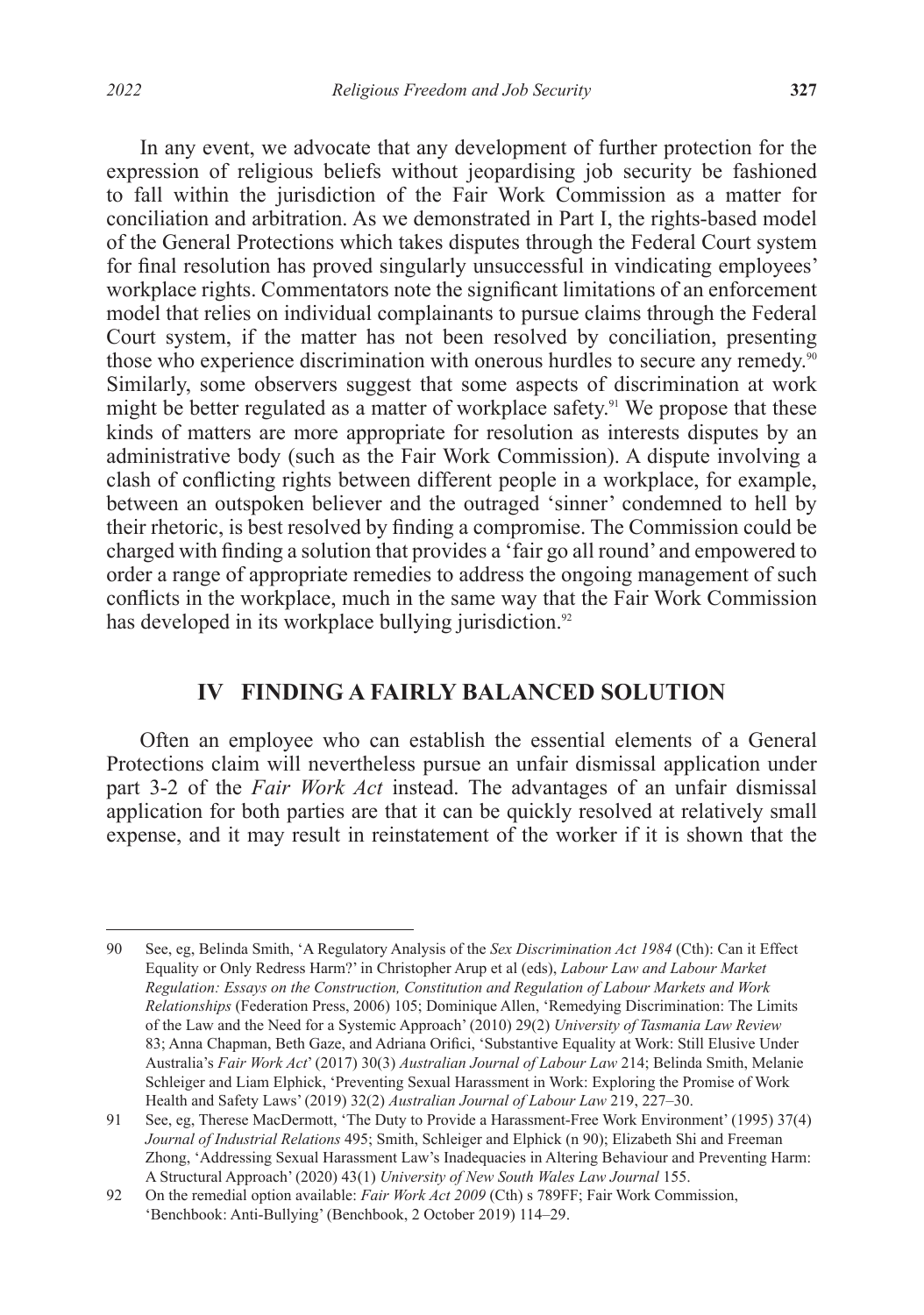In any event, we advocate that any development of further protection for the expression of religious beliefs without jeopardising job security be fashioned to fall within the jurisdiction of the Fair Work Commission as a matter for conciliation and arbitration. As we demonstrated in Part I, the rights-based model of the General Protections which takes disputes through the Federal Court system for final resolution has proved singularly unsuccessful in vindicating employees' workplace rights. Commentators note the significant limitations of an enforcement model that relies on individual complainants to pursue claims through the Federal Court system, if the matter has not been resolved by conciliation, presenting those who experience discrimination with onerous hurdles to secure any remedy.[90] Similarly, some observers suggest that some aspects of discrimination at work might be better regulated as a matter of workplace safety.[91] We propose that these kinds of matters are more appropriate for resolution as interests disputes by an administrative body (such as the Fair Work Commission). A dispute involving a clash of conflicting rights between different people in a workplace, for example, between an outspoken believer and the outraged 'sinner' condemned to hell by their rhetoric, is best resolved by finding a compromise. The Commission could be charged with finding a solution that provides a 'fair go all round' and empowered to order a range of appropriate remedies to address the ongoing management of such conflicts in the workplace, much in the same way that the Fair Work Commission has developed in its workplace bullying jurisdiction.[92]

## IV FINDING A FAIRLY BALANCED SOLUTION

Often an employee who can establish the essential elements of a General Protections claim will nevertheless pursue an unfair dismissal application under part 3-2 of the *Fair Work Act* instead. The advantages of an unfair dismissal application for both parties are that it can be quickly resolved at relatively small expense, and it may result in reinstatement of the worker if it is shown that the

---

90 See, eg, Belinda Smith, 'A Regulatory Analysis of the *Sex Discrimination Act 1984* (Cth): Can it Effect Equality or Only Redress Harm?' in Christopher Arup et al (eds), *Labour Law and Labour Market Regulation: Essays on the Construction, Constitution and Regulation of Labour Markets and Work Relationships* (Federation Press, 2006) 105; Dominique Allen, 'Remedying Discrimination: The Limits of the Law and the Need for a Systemic Approach' (2010) 29(2) *University of Tasmania Law Review* 83; Anna Chapman, Beth Gaze, and Adriana Orifici, 'Substantive Equality at Work: Still Elusive Under Australia's *Fair Work Act*' (2017) 30(3) *Australian Journal of Labour Law* 214; Belinda Smith, Melanie Schleiger and Liam Elphick, 'Preventing Sexual Harassment in Work: Exploring the Promise of Work Health and Safety Laws' (2019) 32(2) *Australian Journal of Labour Law* 219, 227–30.

91 See, eg, Therese MacDermott, 'The Duty to Provide a Harassment-Free Work Environment' (1995) 37(4) *Journal of Industrial Relations* 495; Smith, Schleiger and Elphick (n 90); Elizabeth Shi and Freeman Zhong, 'Addressing Sexual Harassment Law's Inadequacies in Altering Behaviour and Preventing Harm: A Structural Approach' (2020) 43(1) *University of New South Wales Law Journal* 155.

92 On the remedial option available: *Fair Work Act 2009* (Cth) s 789FF; Fair Work Commission, 'Benchbook: Anti-Bullying' (Benchbook, 2 October 2019) 114–29.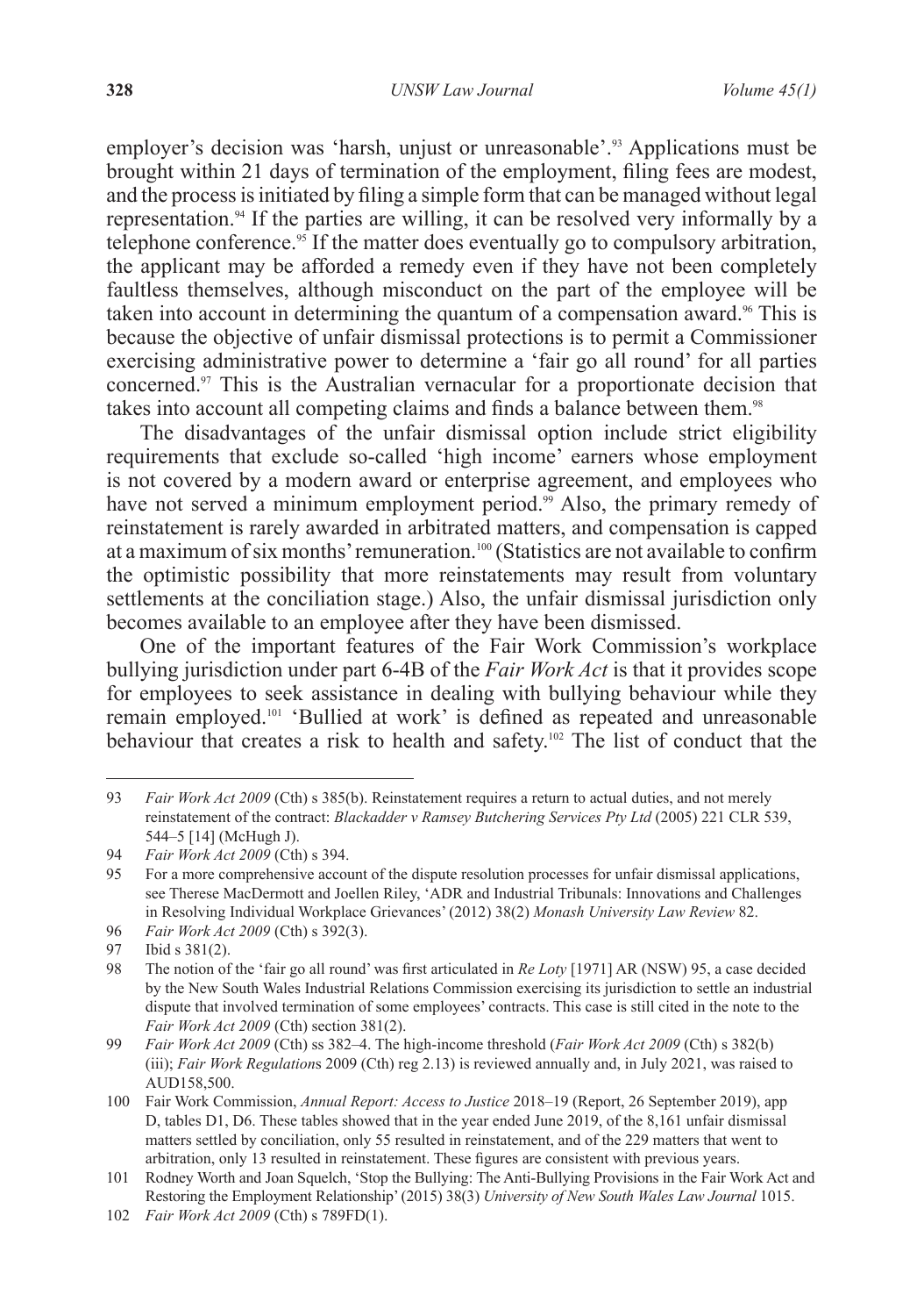employer's decision was 'harsh, unjust or unreasonable'.[93] Applications must be brought within 21 days of termination of the employment, filing fees are modest, and the process is initiated by filing a simple form that can be managed without legal representation.[94] If the parties are willing, it can be resolved very informally by a telephone conference.[95] If the matter does eventually go to compulsory arbitration, the applicant may be afforded a remedy even if they have not been completely faultless themselves, although misconduct on the part of the employee will be taken into account in determining the quantum of a compensation award.[96] This is because the objective of unfair dismissal protections is to permit a Commissioner exercising administrative power to determine a 'fair go all round' for all parties concerned.[97] This is the Australian vernacular for a proportionate decision that takes into account all competing claims and finds a balance between them.[98]

The disadvantages of the unfair dismissal option include strict eligibility requirements that exclude so-called 'high income' earners whose employment is not covered by a modern award or enterprise agreement, and employees who have not served a minimum employment period.[99] Also, the primary remedy of reinstatement is rarely awarded in arbitrated matters, and compensation is capped at a maximum of six months' remuneration.[100] (Statistics are not available to confirm the optimistic possibility that more reinstatements may result from voluntary settlements at the conciliation stage.) Also, the unfair dismissal jurisdiction only becomes available to an employee after they have been dismissed.

One of the important features of the Fair Work Commission's workplace bullying jurisdiction under part 6-4B of the *Fair Work Act* is that it provides scope for employees to seek assistance in dealing with bullying behaviour while they remain employed.[101] 'Bullied at work' is defined as repeated and unreasonable behaviour that creates a risk to health and safety.[102] The list of conduct that the

---

93 *Fair Work Act 2009* (Cth) s 385(b). Reinstatement requires a return to actual duties, and not merely reinstatement of the contract: *Blackadder v Ramsey Butchering Services Pty Ltd* (2005) 221 CLR 539, 544–5 [14] (McHugh J).

94 *Fair Work Act 2009* (Cth) s 394.

95 For a more comprehensive account of the dispute resolution processes for unfair dismissal applications, see Therese MacDermott and Joellen Riley, 'ADR and Industrial Tribunals: Innovations and Challenges in Resolving Individual Workplace Grievances' (2012) 38(2) *Monash University Law Review* 82.

96 *Fair Work Act 2009* (Cth) s 392(3).

97 Ibid s 381(2).

98 The notion of the 'fair go all round' was first articulated in *Re Loty* [1971] AR (NSW) 95, a case decided by the New South Wales Industrial Relations Commission exercising its jurisdiction to settle an industrial dispute that involved termination of some employees' contracts. This case is still cited in the note to the *Fair Work Act 2009* (Cth) section 381(2).

99 *Fair Work Act 2009* (Cth) ss 382–4. The high-income threshold (*Fair Work Act 2009* (Cth) s 382(b)(iii); *Fair Work Regulations* 2009 (Cth) reg 2.13) is reviewed annually and, in July 2021, was raised to AUD158,500.

100 Fair Work Commission, *Annual Report: Access to Justice* 2018–19 (Report, 26 September 2019), app D, tables D1, D6. These tables showed that in the year ended June 2019, of the 8,161 unfair dismissal matters settled by conciliation, only 55 resulted in reinstatement, and of the 229 matters that went to arbitration, only 13 resulted in reinstatement. These figures are consistent with previous years.

101 Rodney Worth and Joan Squelch, 'Stop the Bullying: The Anti-Bullying Provisions in the Fair Work Act and Restoring the Employment Relationship' (2015) 38(3) *University of New South Wales Law Journal* 1015.

102 *Fair Work Act 2009* (Cth) s 789FD(1).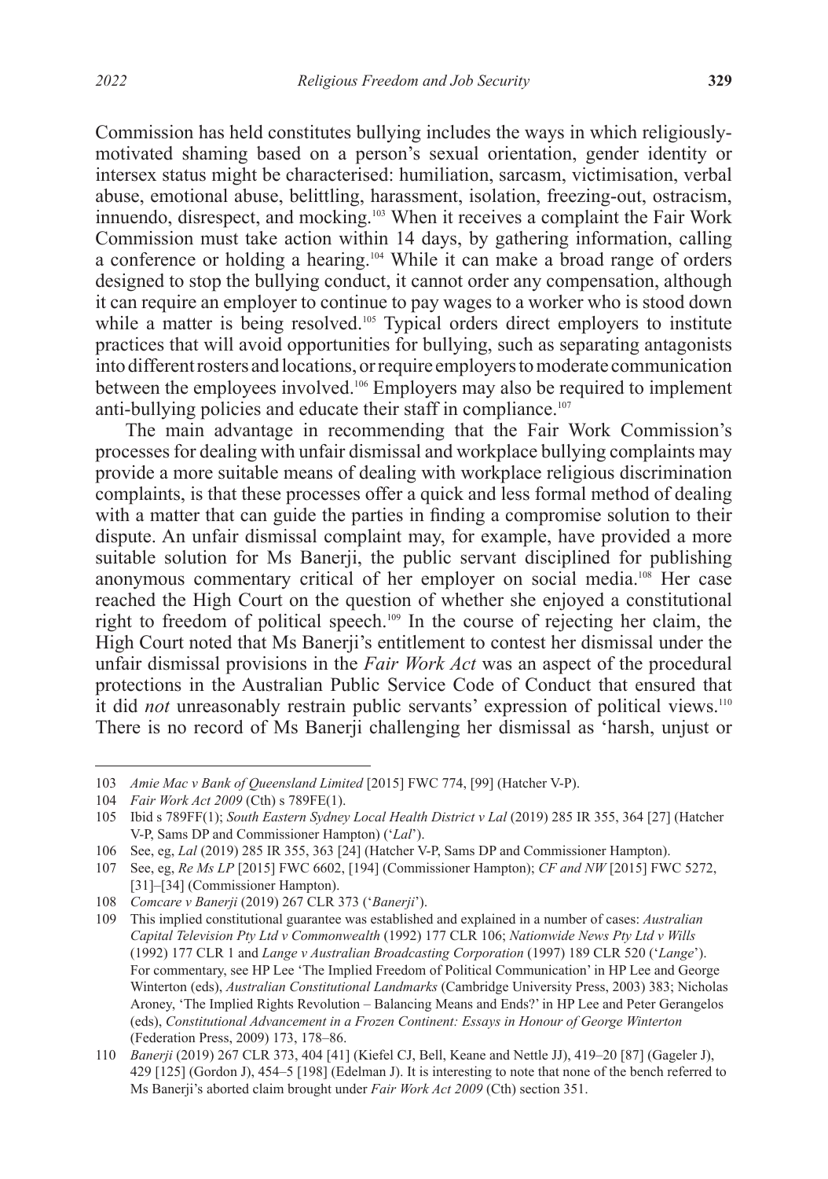Commission has held constitutes bullying includes the ways in which religiously-motivated shaming based on a person's sexual orientation, gender identity or intersex status might be characterised: humiliation, sarcasm, victimisation, verbal abuse, emotional abuse, belittling, harassment, isolation, freezing-out, ostracism, innuendo, disrespect, and mocking.[103] When it receives a complaint the Fair Work Commission must take action within 14 days, by gathering information, calling a conference or holding a hearing.[104] While it can make a broad range of orders designed to stop the bullying conduct, it cannot order any compensation, although it can require an employer to continue to pay wages to a worker who is stood down while a matter is being resolved.[105] Typical orders direct employers to institute practices that will avoid opportunities for bullying, such as separating antagonists into different rosters and locations, or require employers to moderate communication between the employees involved.[106] Employers may also be required to implement anti-bullying policies and educate their staff in compliance.[107]

The main advantage in recommending that the Fair Work Commission's processes for dealing with unfair dismissal and workplace bullying complaints may provide a more suitable means of dealing with workplace religious discrimination complaints, is that these processes offer a quick and less formal method of dealing with a matter that can guide the parties in finding a compromise solution to their dispute. An unfair dismissal complaint may, for example, have provided a more suitable solution for Ms Banerji, the public servant disciplined for publishing anonymous commentary critical of her employer on social media.[108] Her case reached the High Court on the question of whether she enjoyed a constitutional right to freedom of political speech.[109] In the course of rejecting her claim, the High Court noted that Ms Banerji's entitlement to contest her dismissal under the unfair dismissal provisions in the *Fair Work Act* was an aspect of the procedural protections in the Australian Public Service Code of Conduct that ensured that it did *not* unreasonably restrain public servants' expression of political views.[110] There is no record of Ms Banerji challenging her dismissal as 'harsh, unjust or

---

103 *Amie Mac v Bank of Queensland Limited* [2015] FWC 774, [99] (Hatcher V-P).

104 *Fair Work Act 2009* (Cth) s 789FE(1).

105 Ibid s 789FF(1); *South Eastern Sydney Local Health District v Lal* (2019) 285 IR 355, 364 [27] (Hatcher V-P, Sams DP and Commissioner Hampton) ('*Lal*').

106 See, eg, *Lal* (2019) 285 IR 355, 363 [24] (Hatcher V-P, Sams DP and Commissioner Hampton).

107 See, eg, *Re Ms LP* [2015] FWC 6602, [194] (Commissioner Hampton); *CF and NW* [2015] FWC 5272, [31]–[34] (Commissioner Hampton).

108 *Comcare v Banerji* (2019) 267 CLR 373 ('*Banerji*').

109 This implied constitutional guarantee was established and explained in a number of cases: *Australian Capital Television Pty Ltd v Commonwealth* (1992) 177 CLR 106; *Nationwide News Pty Ltd v Wills* (1992) 177 CLR 1 and *Lange v Australian Broadcasting Corporation* (1997) 189 CLR 520 ('*Lange*'). For commentary, see HP Lee 'The Implied Freedom of Political Communication' in HP Lee and George Winterton (eds), *Australian Constitutional Landmarks* (Cambridge University Press, 2003) 383; Nicholas Aroney, 'The Implied Rights Revolution – Balancing Means and Ends?' in HP Lee and Peter Gerangelos (eds), *Constitutional Advancement in a Frozen Continent: Essays in Honour of George Winterton* (Federation Press, 2009) 173, 178–86.

110 *Banerji* (2019) 267 CLR 373, 404 [41] (Kiefel CJ, Bell, Keane and Nettle JJ), 419–20 [87] (Gageler J), 429 [125] (Gordon J), 454–5 [198] (Edelman J). It is interesting to note that none of the bench referred to Ms Banerji's aborted claim brought under *Fair Work Act 2009* (Cth) section 351.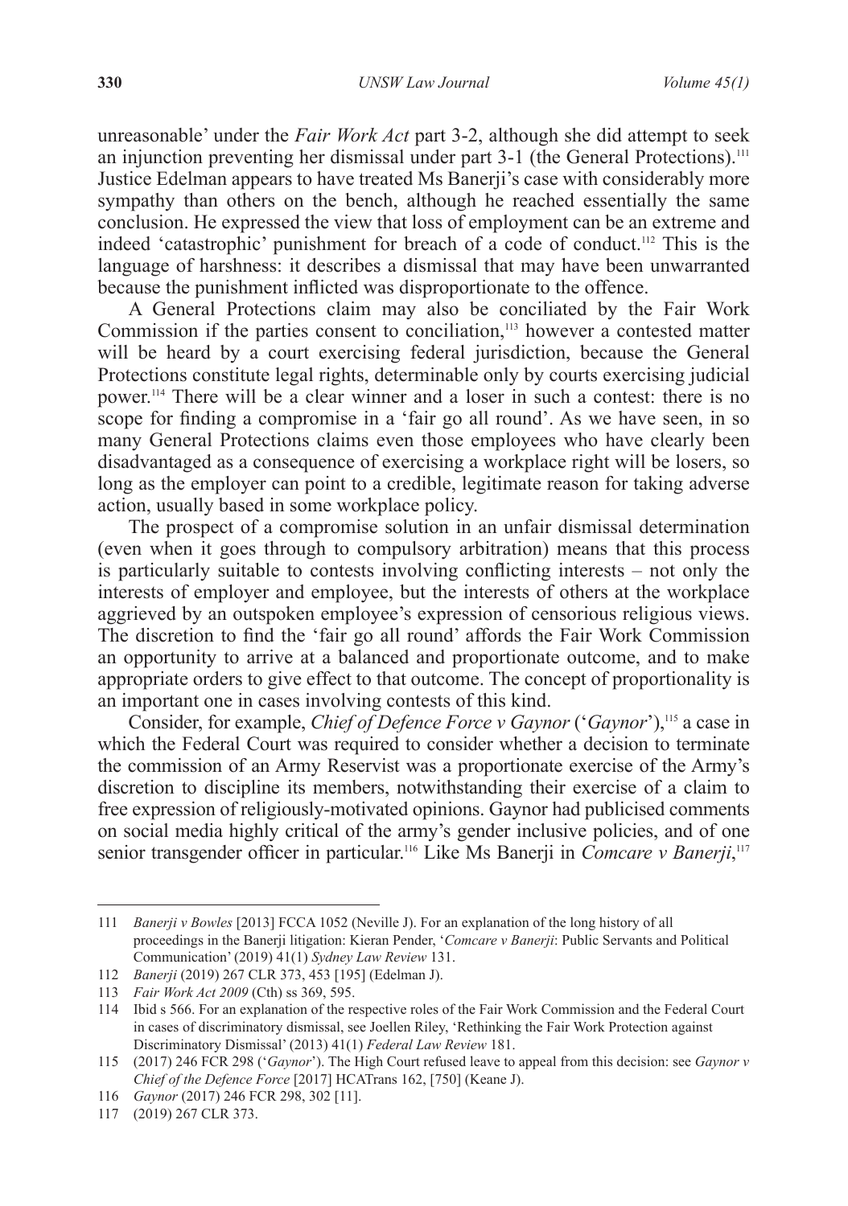unreasonable' under the *Fair Work Act* part 3-2, although she did attempt to seek an injunction preventing her dismissal under part 3-1 (the General Protections).[111] Justice Edelman appears to have treated Ms Banerji's case with considerably more sympathy than others on the bench, although he reached essentially the same conclusion. He expressed the view that loss of employment can be an extreme and indeed 'catastrophic' punishment for breach of a code of conduct.[112] This is the language of harshness: it describes a dismissal that may have been unwarranted because the punishment inflicted was disproportionate to the offence.

A General Protections claim may also be conciliated by the Fair Work Commission if the parties consent to conciliation,[113] however a contested matter will be heard by a court exercising federal jurisdiction, because the General Protections constitute legal rights, determinable only by courts exercising judicial power.[114] There will be a clear winner and a loser in such a contest: there is no scope for finding a compromise in a 'fair go all round'. As we have seen, in so many General Protections claims even those employees who have clearly been disadvantaged as a consequence of exercising a workplace right will be losers, so long as the employer can point to a credible, legitimate reason for taking adverse action, usually based in some workplace policy.

The prospect of a compromise solution in an unfair dismissal determination (even when it goes through to compulsory arbitration) means that this process is particularly suitable to contests involving conflicting interests – not only the interests of employer and employee, but the interests of others at the workplace aggrieved by an outspoken employee's expression of censorious religious views. The discretion to find the 'fair go all round' affords the Fair Work Commission an opportunity to arrive at a balanced and proportionate outcome, and to make appropriate orders to give effect to that outcome. The concept of proportionality is an important one in cases involving contests of this kind.

Consider, for example, *Chief of Defence Force v Gaynor* ('*Gaynor*'),[115] a case in which the Federal Court was required to consider whether a decision to terminate the commission of an Army Reservist was a proportionate exercise of the Army's discretion to discipline its members, notwithstanding their exercise of a claim to free expression of religiously-motivated opinions. Gaynor had publicised comments on social media highly critical of the army's gender inclusive policies, and of one senior transgender officer in particular.[116] Like Ms Banerji in *Comcare v Banerji*,[117]

---

111 *Banerji v Bowles* [2013] FCCA 1052 (Neville J). For an explanation of the long history of all proceedings in the Banerji litigation: Kieran Pender, '*Comcare v Banerji*: Public Servants and Political Communication' (2019) 41(1) *Sydney Law Review* 131.

112 *Banerji* (2019) 267 CLR 373, 453 [195] (Edelman J).

113 *Fair Work Act 2009* (Cth) ss 369, 595.

114 Ibid s 566. For an explanation of the respective roles of the Fair Work Commission and the Federal Court in cases of discriminatory dismissal, see Joellen Riley, 'Rethinking the Fair Work Protection against Discriminatory Dismissal' (2013) 41(1) *Federal Law Review* 181.

115 (2017) 246 FCR 298 ('*Gaynor*'). The High Court refused leave to appeal from this decision: see *Gaynor v Chief of the Defence Force* [2017] HCATrans 162, [750] (Keane J).

116 *Gaynor* (2017) 246 FCR 298, 302 [11].

117 (2019) 267 CLR 373.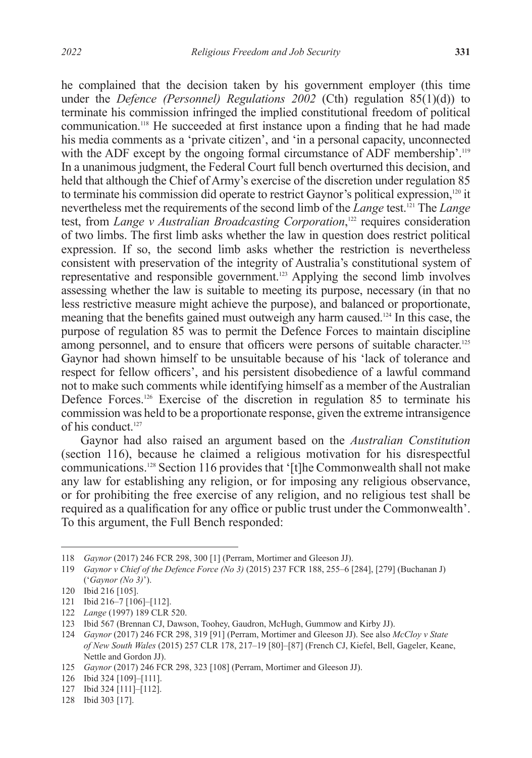he complained that the decision taken by his government employer (this time under the *Defence (Personnel) Regulations 2002* (Cth) regulation 85(1)(d)) to terminate his commission infringed the implied constitutional freedom of political communication.[118] He succeeded at first instance upon a finding that he had made his media comments as a 'private citizen', and 'in a personal capacity, unconnected with the ADF except by the ongoing formal circumstance of ADF membership'.[119] In a unanimous judgment, the Federal Court full bench overturned this decision, and held that although the Chief of Army's exercise of the discretion under regulation 85 to terminate his commission did operate to restrict Gaynor's political expression,[120] it nevertheless met the requirements of the second limb of the *Lange* test.[121] The *Lange* test, from *Lange v Australian Broadcasting Corporation*,[122] requires consideration of two limbs. The first limb asks whether the law in question does restrict political expression. If so, the second limb asks whether the restriction is nevertheless consistent with preservation of the integrity of Australia's constitutional system of representative and responsible government.[123] Applying the second limb involves assessing whether the law is suitable to meeting its purpose, necessary (in that no less restrictive measure might achieve the purpose), and balanced or proportionate, meaning that the benefits gained must outweigh any harm caused.[124] In this case, the purpose of regulation 85 was to permit the Defence Forces to maintain discipline among personnel, and to ensure that officers were persons of suitable character.[125] Gaynor had shown himself to be unsuitable because of his 'lack of tolerance and respect for fellow officers', and his persistent disobedience of a lawful command not to make such comments while identifying himself as a member of the Australian Defence Forces.[126] Exercise of the discretion in regulation 85 to terminate his commission was held to be a proportionate response, given the extreme intransigence of his conduct.[127]

Gaynor had also raised an argument based on the *Australian Constitution* (section 116), because he claimed a religious motivation for his disrespectful communications.[128] Section 116 provides that '[t]he Commonwealth shall not make any law for establishing any religion, or for imposing any religious observance, or for prohibiting the free exercise of any religion, and no religious test shall be required as a qualification for any office or public trust under the Commonwealth'. To this argument, the Full Bench responded:

---

118 *Gaynor* (2017) 246 FCR 298, 300 [1] (Perram, Mortimer and Gleeson JJ).

119 *Gaynor v Chief of the Defence Force (No 3)* (2015) 237 FCR 188, 255–6 [284], [279] (Buchanan J) ('*Gaynor (No 3)*').

120 Ibid 216 [105].

121 Ibid 216–7 [106]–[112].

122 *Lange* (1997) 189 CLR 520.

123 Ibid 567 (Brennan CJ, Dawson, Toohey, Gaudron, McHugh, Gummow and Kirby JJ).

124 *Gaynor* (2017) 246 FCR 298, 319 [91] (Perram, Mortimer and Gleeson JJ). See also *McCloy v State of New South Wales* (2015) 257 CLR 178, 217–19 [80]–[87] (French CJ, Kiefel, Bell, Gageler, Keane, Nettle and Gordon JJ).

125 *Gaynor* (2017) 246 FCR 298, 323 [108] (Perram, Mortimer and Gleeson JJ).

126 Ibid 324 [109]–[111].

127 Ibid 324 [111]–[112].

128 Ibid 303 [17].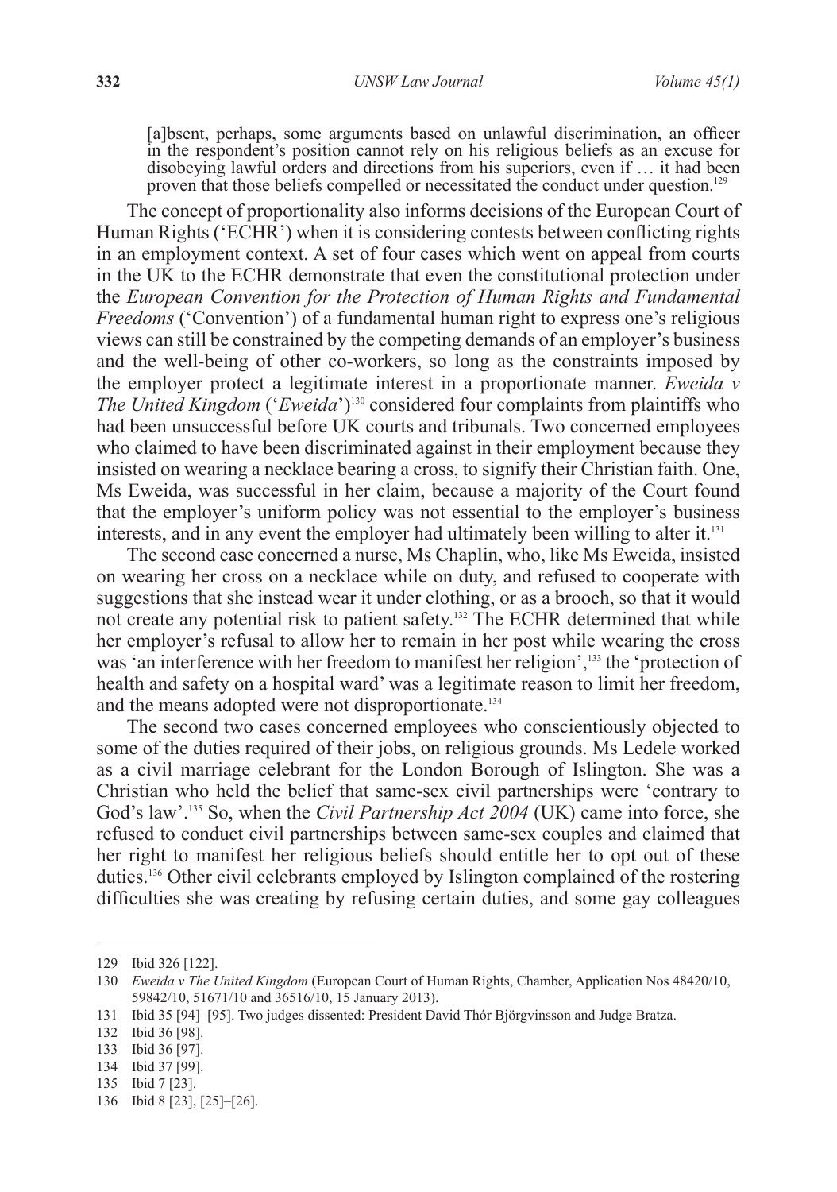> [a]bsent, perhaps, some arguments based on unlawful discrimination, an officer in the respondent's position cannot rely on his religious beliefs as an excuse for disobeying lawful orders and directions from his superiors, even if … it had been proven that those beliefs compelled or necessitated the conduct under question.[129]

The concept of proportionality also informs decisions of the European Court of Human Rights ('ECHR') when it is considering contests between conflicting rights in an employment context. A set of four cases which went on appeal from courts in the UK to the ECHR demonstrate that even the constitutional protection under the *European Convention for the Protection of Human Rights and Fundamental Freedoms* ('Convention') of a fundamental human right to express one's religious views can still be constrained by the competing demands of an employer's business and the well-being of other co-workers, so long as the constraints imposed by the employer protect a legitimate interest in a proportionate manner. *Eweida v The United Kingdom* ('*Eweida*')[130] considered four complaints from plaintiffs who had been unsuccessful before UK courts and tribunals. Two concerned employees who claimed to have been discriminated against in their employment because they insisted on wearing a necklace bearing a cross, to signify their Christian faith. One, Ms Eweida, was successful in her claim, because a majority of the Court found that the employer's uniform policy was not essential to the employer's business interests, and in any event the employer had ultimately been willing to alter it.[131]

The second case concerned a nurse, Ms Chaplin, who, like Ms Eweida, insisted on wearing her cross on a necklace while on duty, and refused to cooperate with suggestions that she instead wear it under clothing, or as a brooch, so that it would not create any potential risk to patient safety.[132] The ECHR determined that while her employer's refusal to allow her to remain in her post while wearing the cross was 'an interference with her freedom to manifest her religion',[133] the 'protection of health and safety on a hospital ward' was a legitimate reason to limit her freedom, and the means adopted were not disproportionate.[134]

The second two cases concerned employees who conscientiously objected to some of the duties required of their jobs, on religious grounds. Ms Ledele worked as a civil marriage celebrant for the London Borough of Islington. She was a Christian who held the belief that same-sex civil partnerships were 'contrary to God's law'.[135] So, when the *Civil Partnership Act 2004* (UK) came into force, she refused to conduct civil partnerships between same-sex couples and claimed that her right to manifest her religious beliefs should entitle her to opt out of these duties.[136] Other civil celebrants employed by Islington complained of the rostering difficulties she was creating by refusing certain duties, and some gay colleagues

---

129 Ibid 326 [122].

130 *Eweida v The United Kingdom* (European Court of Human Rights, Chamber, Application Nos 48420/10, 59842/10, 51671/10 and 36516/10, 15 January 2013).

131 Ibid 35 [94]–[95]. Two judges dissented: President David Thór Björgvinsson and Judge Bratza.

132 Ibid 36 [98].

133 Ibid 36 [97].

134 Ibid 37 [99].

135 Ibid 7 [23].

136 Ibid 8 [23], [25]–[26].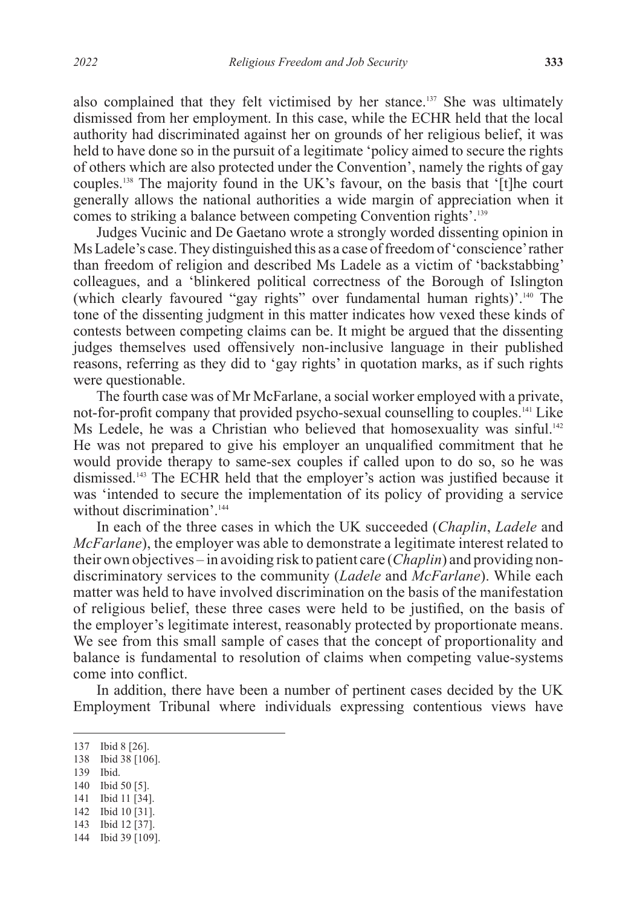also complained that they felt victimised by her stance.[137] She was ultimately dismissed from her employment. In this case, while the ECHR held that the local authority had discriminated against her on grounds of her religious belief, it was held to have done so in the pursuit of a legitimate 'policy aimed to secure the rights of others which are also protected under the Convention', namely the rights of gay couples.[138] The majority found in the UK's favour, on the basis that '[t]he court generally allows the national authorities a wide margin of appreciation when it comes to striking a balance between competing Convention rights'.[139]

Judges Vucinic and De Gaetano wrote a strongly worded dissenting opinion in Ms Ladele's case. They distinguished this as a case of freedom of 'conscience' rather than freedom of religion and described Ms Ladele as a victim of 'backstabbing' colleagues, and a 'blinkered political correctness of the Borough of Islington (which clearly favoured "gay rights" over fundamental human rights)'.[140] The tone of the dissenting judgment in this matter indicates how vexed these kinds of contests between competing claims can be. It might be argued that the dissenting judges themselves used offensively non-inclusive language in their published reasons, referring as they did to 'gay rights' in quotation marks, as if such rights were questionable.

The fourth case was of Mr McFarlane, a social worker employed with a private, not-for-profit company that provided psycho-sexual counselling to couples.[141] Like Ms Ledele, he was a Christian who believed that homosexuality was sinful.[142] He was not prepared to give his employer an unqualified commitment that he would provide therapy to same-sex couples if called upon to do so, so he was dismissed.[143] The ECHR held that the employer's action was justified because it was 'intended to secure the implementation of its policy of providing a service without discrimination'.[144]

In each of the three cases in which the UK succeeded (*Chaplin*, *Ladele* and *McFarlane*), the employer was able to demonstrate a legitimate interest related to their own objectives – in avoiding risk to patient care (*Chaplin*) and providing non-discriminatory services to the community (*Ladele* and *McFarlane*). While each matter was held to have involved discrimination on the basis of the manifestation of religious belief, these three cases were held to be justified, on the basis of the employer's legitimate interest, reasonably protected by proportionate means. We see from this small sample of cases that the concept of proportionality and balance is fundamental to resolution of claims when competing value-systems come into conflict.

In addition, there have been a number of pertinent cases decided by the UK Employment Tribunal where individuals expressing contentious views have

---

137 Ibid 8 [26].
138 Ibid 38 [106].
139 Ibid.
140 Ibid 50 [5].
141 Ibid 11 [34].
142 Ibid 10 [31].
143 Ibid 12 [37].
144 Ibid 39 [109].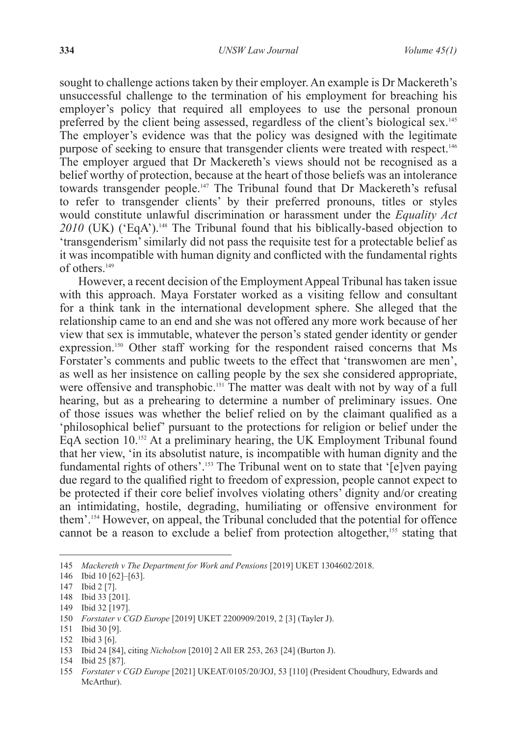sought to challenge actions taken by their employer. An example is Dr Mackereth's unsuccessful challenge to the termination of his employment for breaching his employer's policy that required all employees to use the personal pronoun preferred by the client being assessed, regardless of the client's biological sex.[145] The employer's evidence was that the policy was designed with the legitimate purpose of seeking to ensure that transgender clients were treated with respect.[146] The employer argued that Dr Mackereth's views should not be recognised as a belief worthy of protection, because at the heart of those beliefs was an intolerance towards transgender people.[147] The Tribunal found that Dr Mackereth's refusal to refer to transgender clients' by their preferred pronouns, titles or styles would constitute unlawful discrimination or harassment under the *Equality Act 2010* (UK) ('EqA').[148] The Tribunal found that his biblically-based objection to 'transgenderism' similarly did not pass the requisite test for a protectable belief as it was incompatible with human dignity and conflicted with the fundamental rights of others.[149]

However, a recent decision of the Employment Appeal Tribunal has taken issue with this approach. Maya Forstater worked as a visiting fellow and consultant for a think tank in the international development sphere. She alleged that the relationship came to an end and she was not offered any more work because of her view that sex is immutable, whatever the person's stated gender identity or gender expression.[150] Other staff working for the respondent raised concerns that Ms Forstater's comments and public tweets to the effect that 'transwomen are men', as well as her insistence on calling people by the sex she considered appropriate, were offensive and transphobic.[151] The matter was dealt with not by way of a full hearing, but as a prehearing to determine a number of preliminary issues. One of those issues was whether the belief relied on by the claimant qualified as a 'philosophical belief' pursuant to the protections for religion or belief under the EqA section 10.[152] At a preliminary hearing, the UK Employment Tribunal found that her view, 'in its absolutist nature, is incompatible with human dignity and the fundamental rights of others'.[153] The Tribunal went on to state that '[e]ven paying due regard to the qualified right to freedom of expression, people cannot expect to be protected if their core belief involves violating others' dignity and/or creating an intimidating, hostile, degrading, humiliating or offensive environment for them'.[154] However, on appeal, the Tribunal concluded that the potential for offence cannot be a reason to exclude a belief from protection altogether,[155] stating that

---

145 *Mackereth v The Department for Work and Pensions* [2019] UKET 1304602/2018.

146 Ibid 10 [62]–[63].

147 Ibid 2 [7].

148 Ibid 33 [201].

149 Ibid 32 [197].

150 *Forstater v CGD Europe* [2019] UKET 2200909/2019, 2 [3] (Tayler J).

151 Ibid 30 [9].

152 Ibid 3 [6].

153 Ibid 24 [84], citing *Nicholson* [2010] 2 All ER 253, 263 [24] (Burton J).

154 Ibid 25 [87].

155 *Forstater v CGD Europe* [2021] UKEAT/0105/20/JOJ, 53 [110] (President Choudhury, Edwards and McArthur).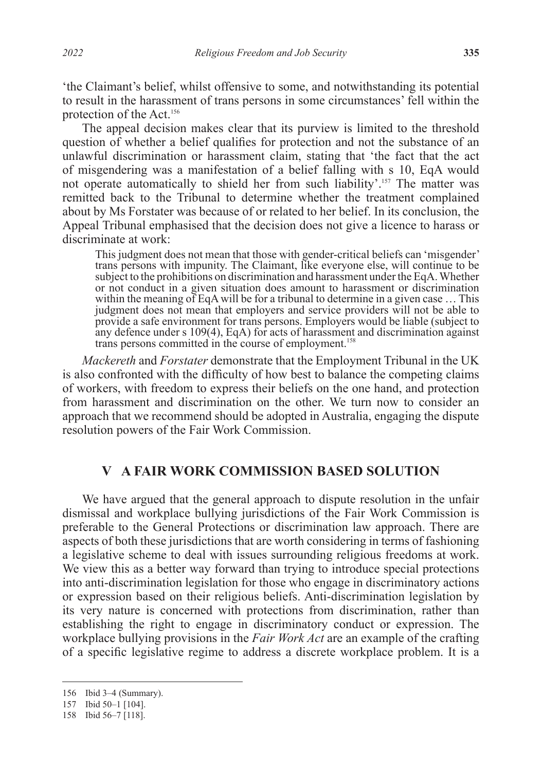'the Claimant's belief, whilst offensive to some, and notwithstanding its potential to result in the harassment of trans persons in some circumstances' fell within the protection of the Act.[156]

The appeal decision makes clear that its purview is limited to the threshold question of whether a belief qualifies for protection and not the substance of an unlawful discrimination or harassment claim, stating that 'the fact that the act of misgendering was a manifestation of a belief falling with s 10, EqA would not operate automatically to shield her from such liability'.[157] The matter was remitted back to the Tribunal to determine whether the treatment complained about by Ms Forstater was because of or related to her belief. In its conclusion, the Appeal Tribunal emphasised that the decision does not give a licence to harass or discriminate at work:

> This judgment does not mean that those with gender-critical beliefs can 'misgender' trans persons with impunity. The Claimant, like everyone else, will continue to be subject to the prohibitions on discrimination and harassment under the EqA. Whether or not conduct in a given situation does amount to harassment or discrimination within the meaning of EqA will be for a tribunal to determine in a given case … This judgment does not mean that employers and service providers will not be able to provide a safe environment for trans persons. Employers would be liable (subject to any defence under s 109(4), EqA) for acts of harassment and discrimination against trans persons committed in the course of employment.[158]

*Mackereth* and *Forstater* demonstrate that the Employment Tribunal in the UK is also confronted with the difficulty of how best to balance the competing claims of workers, with freedom to express their beliefs on the one hand, and protection from harassment and discrimination on the other. We turn now to consider an approach that we recommend should be adopted in Australia, engaging the dispute resolution powers of the Fair Work Commission.

## V A FAIR WORK COMMISSION BASED SOLUTION

We have argued that the general approach to dispute resolution in the unfair dismissal and workplace bullying jurisdictions of the Fair Work Commission is preferable to the General Protections or discrimination law approach. There are aspects of both these jurisdictions that are worth considering in terms of fashioning a legislative scheme to deal with issues surrounding religious freedoms at work. We view this as a better way forward than trying to introduce special protections into anti-discrimination legislation for those who engage in discriminatory actions or expression based on their religious beliefs. Anti-discrimination legislation by its very nature is concerned with protections from discrimination, rather than establishing the right to engage in discriminatory conduct or expression. The workplace bullying provisions in the *Fair Work Act* are an example of the crafting of a specific legislative regime to address a discrete workplace problem. It is a

---

156 Ibid 3–4 (Summary).

157 Ibid 50–1 [104].

158 Ibid 56–7 [118].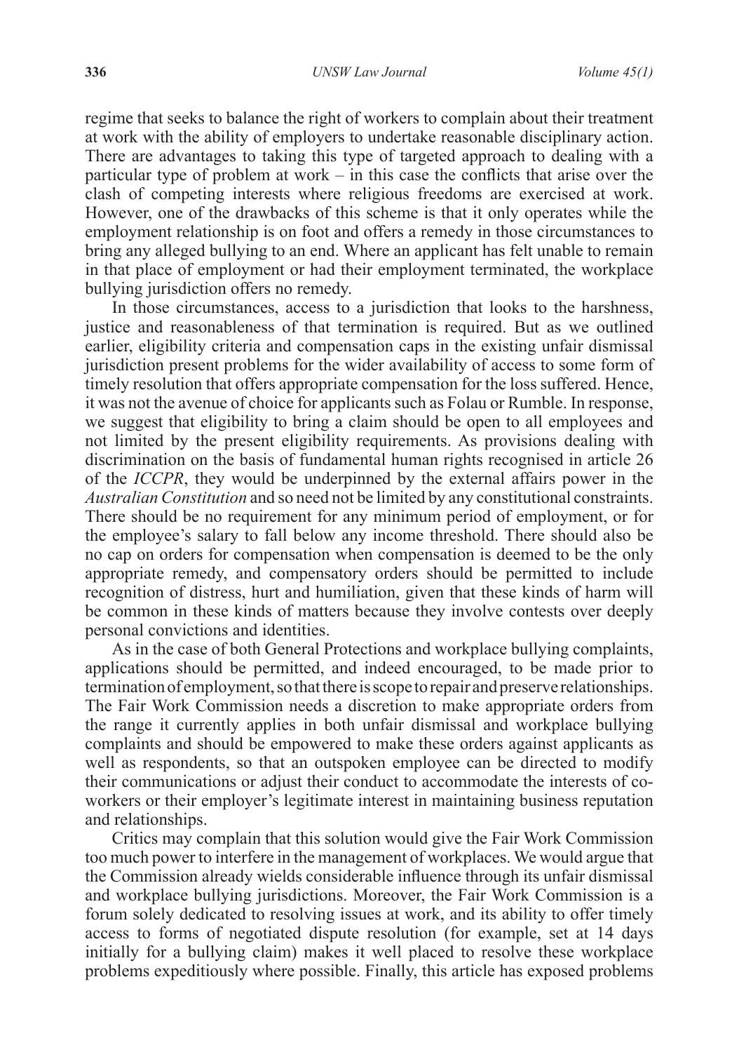regime that seeks to balance the right of workers to complain about their treatment at work with the ability of employers to undertake reasonable disciplinary action. There are advantages to taking this type of targeted approach to dealing with a particular type of problem at work – in this case the conflicts that arise over the clash of competing interests where religious freedoms are exercised at work. However, one of the drawbacks of this scheme is that it only operates while the employment relationship is on foot and offers a remedy in those circumstances to bring any alleged bullying to an end. Where an applicant has felt unable to remain in that place of employment or had their employment terminated, the workplace bullying jurisdiction offers no remedy.

In those circumstances, access to a jurisdiction that looks to the harshness, justice and reasonableness of that termination is required. But as we outlined earlier, eligibility criteria and compensation caps in the existing unfair dismissal jurisdiction present problems for the wider availability of access to some form of timely resolution that offers appropriate compensation for the loss suffered. Hence, it was not the avenue of choice for applicants such as Folau or Rumble. In response, we suggest that eligibility to bring a claim should be open to all employees and not limited by the present eligibility requirements. As provisions dealing with discrimination on the basis of fundamental human rights recognised in article 26 of the *ICCPR*, they would be underpinned by the external affairs power in the *Australian Constitution* and so need not be limited by any constitutional constraints. There should be no requirement for any minimum period of employment, or for the employee's salary to fall below any income threshold. There should also be no cap on orders for compensation when compensation is deemed to be the only appropriate remedy, and compensatory orders should be permitted to include recognition of distress, hurt and humiliation, given that these kinds of harm will be common in these kinds of matters because they involve contests over deeply personal convictions and identities.

As in the case of both General Protections and workplace bullying complaints, applications should be permitted, and indeed encouraged, to be made prior to termination of employment, so that there is scope to repair and preserve relationships. The Fair Work Commission needs a discretion to make appropriate orders from the range it currently applies in both unfair dismissal and workplace bullying complaints and should be empowered to make these orders against applicants as well as respondents, so that an outspoken employee can be directed to modify their communications or adjust their conduct to accommodate the interests of co-workers or their employer's legitimate interest in maintaining business reputation and relationships.

Critics may complain that this solution would give the Fair Work Commission too much power to interfere in the management of workplaces. We would argue that the Commission already wields considerable influence through its unfair dismissal and workplace bullying jurisdictions. Moreover, the Fair Work Commission is a forum solely dedicated to resolving issues at work, and its ability to offer timely access to forms of negotiated dispute resolution (for example, set at 14 days initially for a bullying claim) makes it well placed to resolve these workplace problems expeditiously where possible. Finally, this article has exposed problems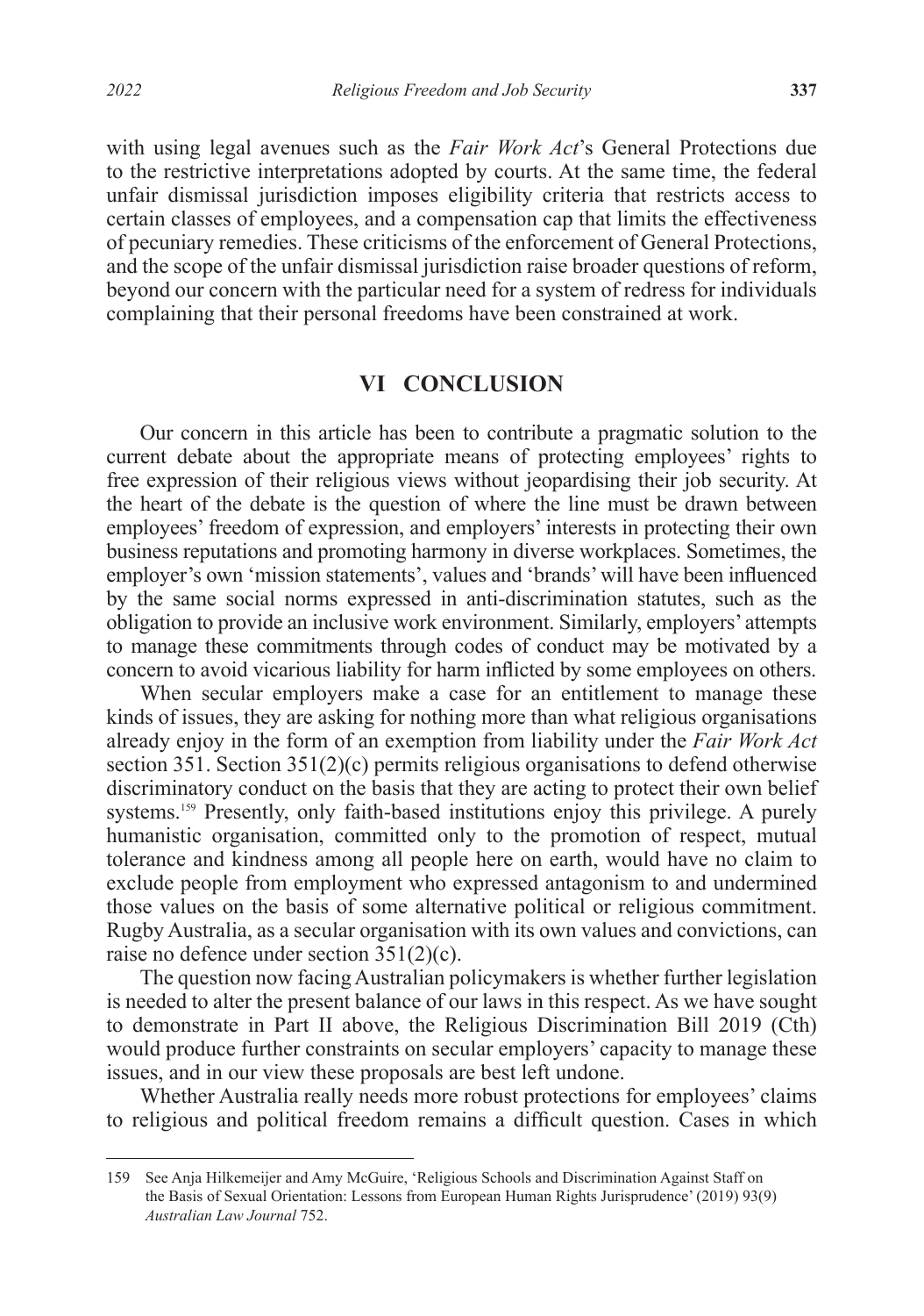with using legal avenues such as the *Fair Work Act*'s General Protections due to the restrictive interpretations adopted by courts. At the same time, the federal unfair dismissal jurisdiction imposes eligibility criteria that restricts access to certain classes of employees, and a compensation cap that limits the effectiveness of pecuniary remedies. These criticisms of the enforcement of General Protections, and the scope of the unfair dismissal jurisdiction raise broader questions of reform, beyond our concern with the particular need for a system of redress for individuals complaining that their personal freedoms have been constrained at work.

## VI CONCLUSION

Our concern in this article has been to contribute a pragmatic solution to the current debate about the appropriate means of protecting employees' rights to free expression of their religious views without jeopardising their job security. At the heart of the debate is the question of where the line must be drawn between employees' freedom of expression, and employers' interests in protecting their own business reputations and promoting harmony in diverse workplaces. Sometimes, the employer's own 'mission statements', values and 'brands' will have been influenced by the same social norms expressed in anti-discrimination statutes, such as the obligation to provide an inclusive work environment. Similarly, employers' attempts to manage these commitments through codes of conduct may be motivated by a concern to avoid vicarious liability for harm inflicted by some employees on others.

When secular employers make a case for an entitlement to manage these kinds of issues, they are asking for nothing more than what religious organisations already enjoy in the form of an exemption from liability under the *Fair Work Act* section 351. Section 351(2)(c) permits religious organisations to defend otherwise discriminatory conduct on the basis that they are acting to protect their own belief systems.[159] Presently, only faith-based institutions enjoy this privilege. A purely humanistic organisation, committed only to the promotion of respect, mutual tolerance and kindness among all people here on earth, would have no claim to exclude people from employment who expressed antagonism to and undermined those values on the basis of some alternative political or religious commitment. Rugby Australia, as a secular organisation with its own values and convictions, can raise no defence under section 351(2)(c).

The question now facing Australian policymakers is whether further legislation is needed to alter the present balance of our laws in this respect. As we have sought to demonstrate in Part II above, the Religious Discrimination Bill 2019 (Cth) would produce further constraints on secular employers' capacity to manage these issues, and in our view these proposals are best left undone.

Whether Australia really needs more robust protections for employees' claims to religious and political freedom remains a difficult question. Cases in which

---

159 See Anja Hilkemeijer and Amy McGuire, 'Religious Schools and Discrimination Against Staff on the Basis of Sexual Orientation: Lessons from European Human Rights Jurisprudence' (2019) 93(9) *Australian Law Journal* 752.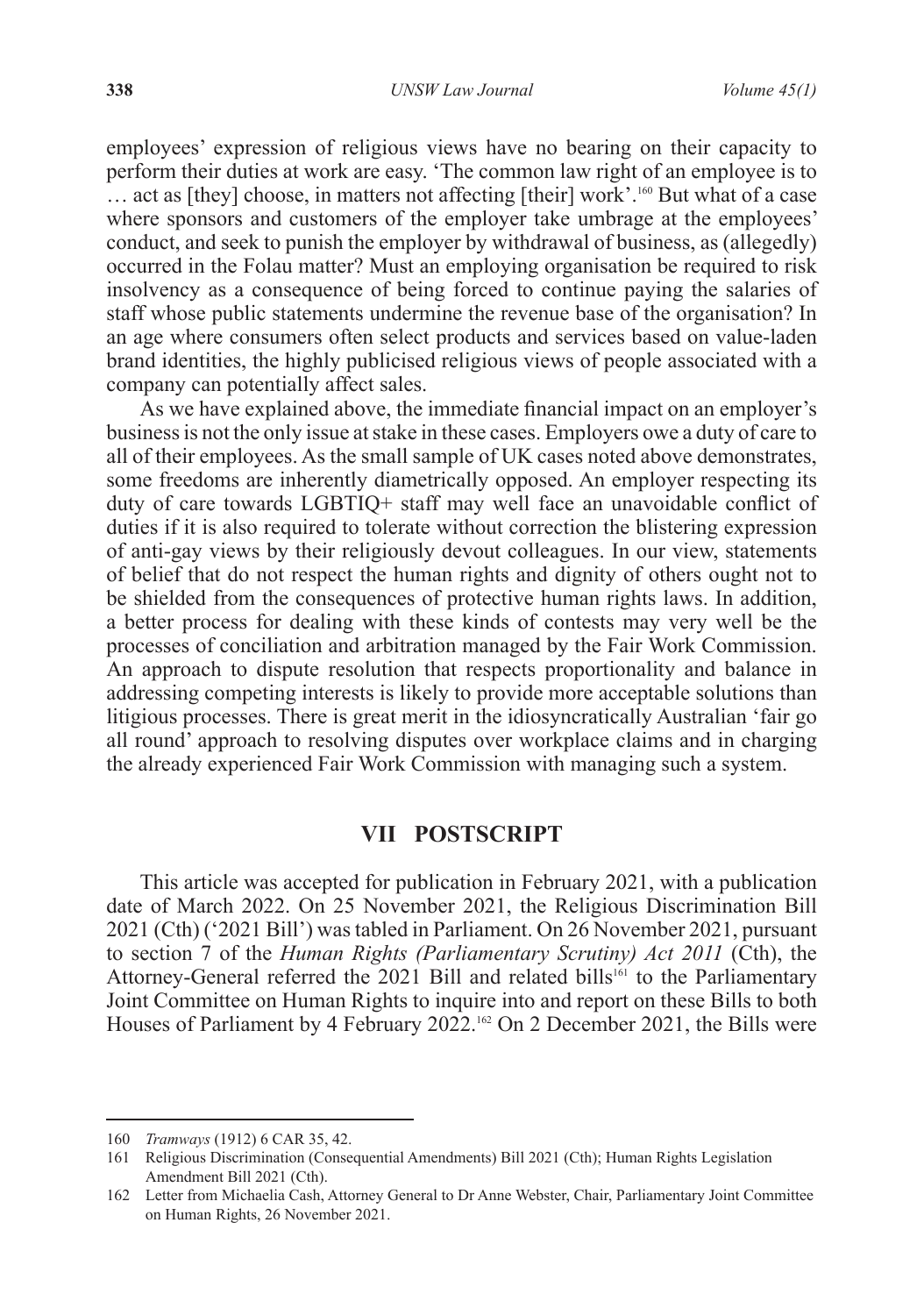employees' expression of religious views have no bearing on their capacity to perform their duties at work are easy. 'The common law right of an employee is to … act as [they] choose, in matters not affecting [their] work'.[160] But what of a case where sponsors and customers of the employer take umbrage at the employees' conduct, and seek to punish the employer by withdrawal of business, as (allegedly) occurred in the Folau matter? Must an employing organisation be required to risk insolvency as a consequence of being forced to continue paying the salaries of staff whose public statements undermine the revenue base of the organisation? In an age where consumers often select products and services based on value-laden brand identities, the highly publicised religious views of people associated with a company can potentially affect sales.

As we have explained above, the immediate financial impact on an employer's business is not the only issue at stake in these cases. Employers owe a duty of care to all of their employees. As the small sample of UK cases noted above demonstrates, some freedoms are inherently diametrically opposed. An employer respecting its duty of care towards LGBTIQ+ staff may well face an unavoidable conflict of duties if it is also required to tolerate without correction the blistering expression of anti-gay views by their religiously devout colleagues. In our view, statements of belief that do not respect the human rights and dignity of others ought not to be shielded from the consequences of protective human rights laws. In addition, a better process for dealing with these kinds of contests may very well be the processes of conciliation and arbitration managed by the Fair Work Commission. An approach to dispute resolution that respects proportionality and balance in addressing competing interests is likely to provide more acceptable solutions than litigious processes. There is great merit in the idiosyncratically Australian 'fair go all round' approach to resolving disputes over workplace claims and in charging the already experienced Fair Work Commission with managing such a system.

## VII POSTSCRIPT

This article was accepted for publication in February 2021, with a publication date of March 2022. On 25 November 2021, the Religious Discrimination Bill 2021 (Cth) ('2021 Bill') was tabled in Parliament. On 26 November 2021, pursuant to section 7 of the *Human Rights (Parliamentary Scrutiny) Act 2011* (Cth), the Attorney-General referred the 2021 Bill and related bills[161] to the Parliamentary Joint Committee on Human Rights to inquire into and report on these Bills to both Houses of Parliament by 4 February 2022.[162] On 2 December 2021, the Bills were

---

160 *Tramways* (1912) 6 CAR 35, 42.

161 Religious Discrimination (Consequential Amendments) Bill 2021 (Cth); Human Rights Legislation Amendment Bill 2021 (Cth).

162 Letter from Michaelia Cash, Attorney General to Dr Anne Webster, Chair, Parliamentary Joint Committee on Human Rights, 26 November 2021.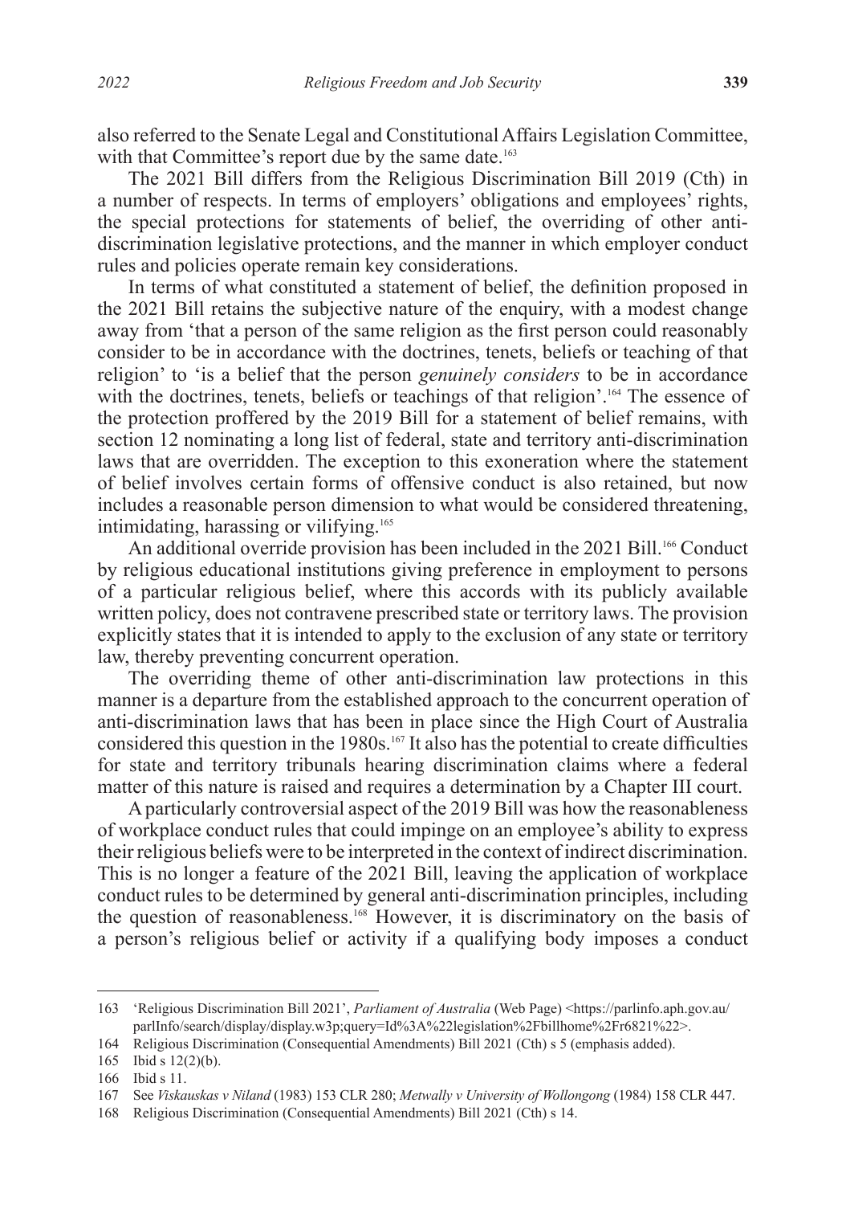also referred to the Senate Legal and Constitutional Affairs Legislation Committee, with that Committee's report due by the same date.[163]

The 2021 Bill differs from the Religious Discrimination Bill 2019 (Cth) in a number of respects. In terms of employers' obligations and employees' rights, the special protections for statements of belief, the overriding of other anti-discrimination legislative protections, and the manner in which employer conduct rules and policies operate remain key considerations.

In terms of what constituted a statement of belief, the definition proposed in the 2021 Bill retains the subjective nature of the enquiry, with a modest change away from 'that a person of the same religion as the first person could reasonably consider to be in accordance with the doctrines, tenets, beliefs or teaching of that religion' to 'is a belief that the person *genuinely considers* to be in accordance with the doctrines, tenets, beliefs or teachings of that religion'.[164] The essence of the protection proffered by the 2019 Bill for a statement of belief remains, with section 12 nominating a long list of federal, state and territory anti-discrimination laws that are overridden. The exception to this exoneration where the statement of belief involves certain forms of offensive conduct is also retained, but now includes a reasonable person dimension to what would be considered threatening, intimidating, harassing or vilifying.[165]

An additional override provision has been included in the 2021 Bill.[166] Conduct by religious educational institutions giving preference in employment to persons of a particular religious belief, where this accords with its publicly available written policy, does not contravene prescribed state or territory laws. The provision explicitly states that it is intended to apply to the exclusion of any state or territory law, thereby preventing concurrent operation.

The overriding theme of other anti-discrimination law protections in this manner is a departure from the established approach to the concurrent operation of anti-discrimination laws that has been in place since the High Court of Australia considered this question in the 1980s.[167] It also has the potential to create difficulties for state and territory tribunals hearing discrimination claims where a federal matter of this nature is raised and requires a determination by a Chapter III court.

A particularly controversial aspect of the 2019 Bill was how the reasonableness of workplace conduct rules that could impinge on an employee's ability to express their religious beliefs were to be interpreted in the context of indirect discrimination. This is no longer a feature of the 2021 Bill, leaving the application of workplace conduct rules to be determined by general anti-discrimination principles, including the question of reasonableness.[168] However, it is discriminatory on the basis of a person's religious belief or activity if a qualifying body imposes a conduct

---

163 'Religious Discrimination Bill 2021', *Parliament of Australia* (Web Page) <https://parlinfo.aph.gov.au/parlInfo/search/display/display.w3p;query=Id%3A%22legislation%2Fbillhome%2Fr6821%22>.

164 Religious Discrimination (Consequential Amendments) Bill 2021 (Cth) s 5 (emphasis added).

165 Ibid s 12(2)(b).

166 Ibid s 11.

167 See *Viskauskas v Niland* (1983) 153 CLR 280; *Metwally v University of Wollongong* (1984) 158 CLR 447.

168 Religious Discrimination (Consequential Amendments) Bill 2021 (Cth) s 14.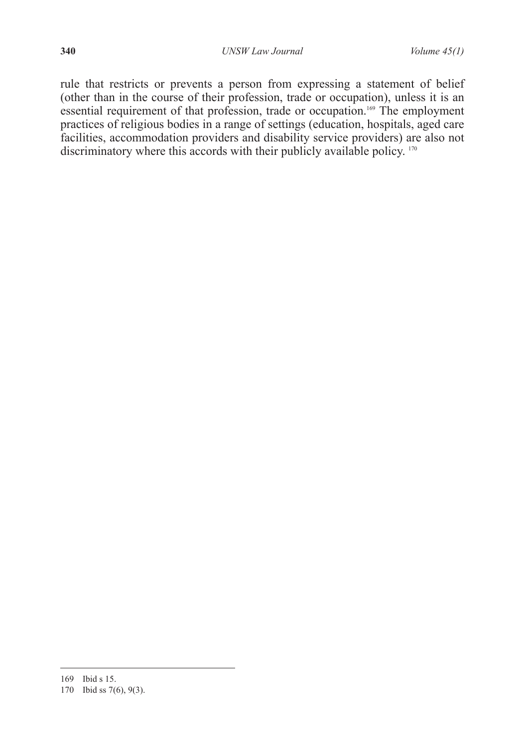rule that restricts or prevents a person from expressing a statement of belief (other than in the course of their profession, trade or occupation), unless it is an essential requirement of that profession, trade or occupation.[169] The employment practices of religious bodies in a range of settings (education, hospitals, aged care facilities, accommodation providers and disability service providers) are also not discriminatory where this accords with their publicly available policy.[170]

---

169 Ibid s 15.

170 Ibid ss 7(6), 9(3).